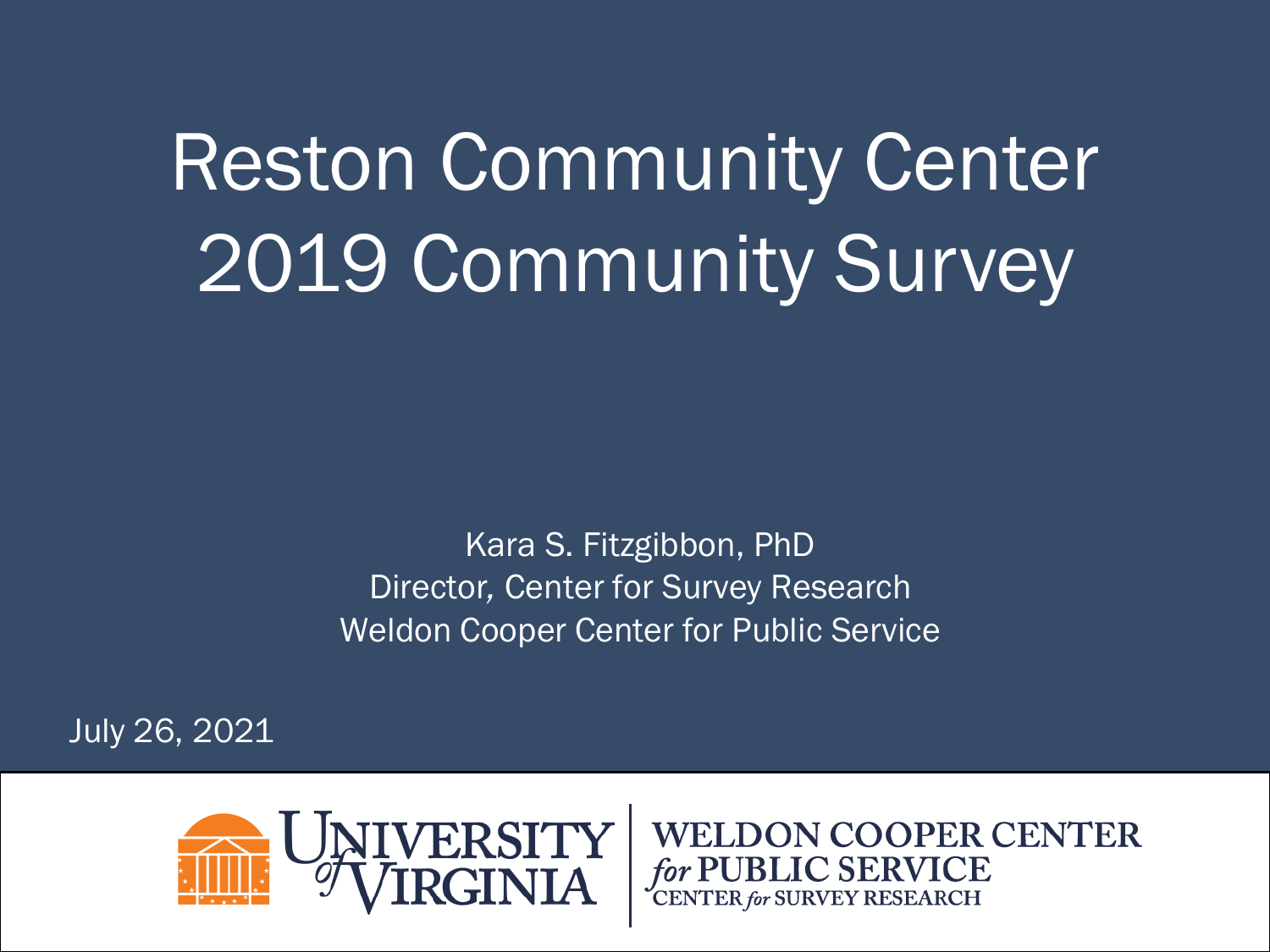# Reston Community Center 2019 Community Survey

Kara S. Fitzgibbon, PhD
Director, Center for Survey Research
Weldon Cooper Center for Public Service

July 26, 2021

University of Virginia | Weldon Cooper Center for Public Service — Center for Survey Research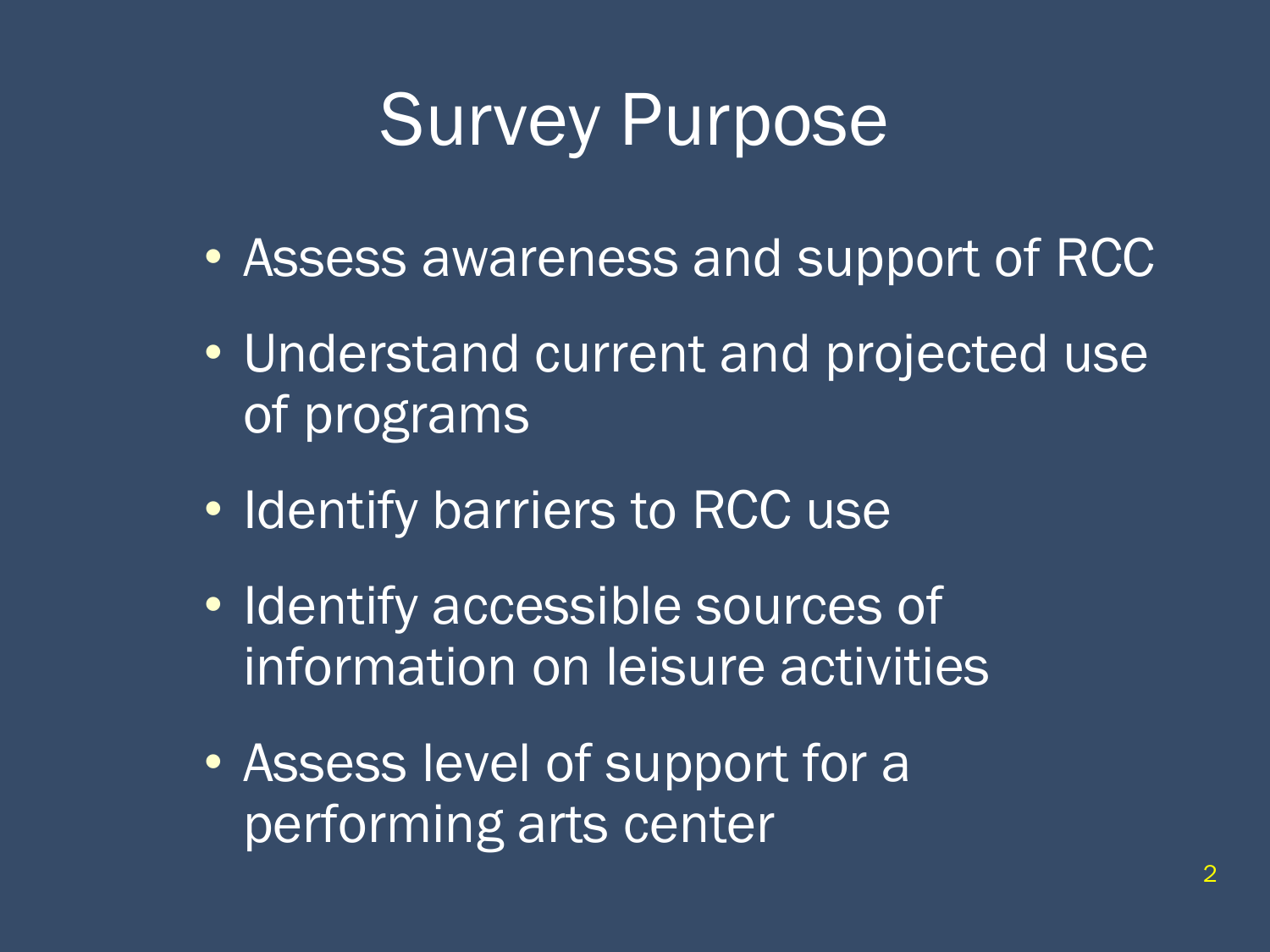# Survey Purpose

- Assess awareness and support of RCC
- Understand current and projected use of programs
- Identify barriers to RCC use
- Identify accessible sources of information on leisure activities
- Assess level of support for a performing arts center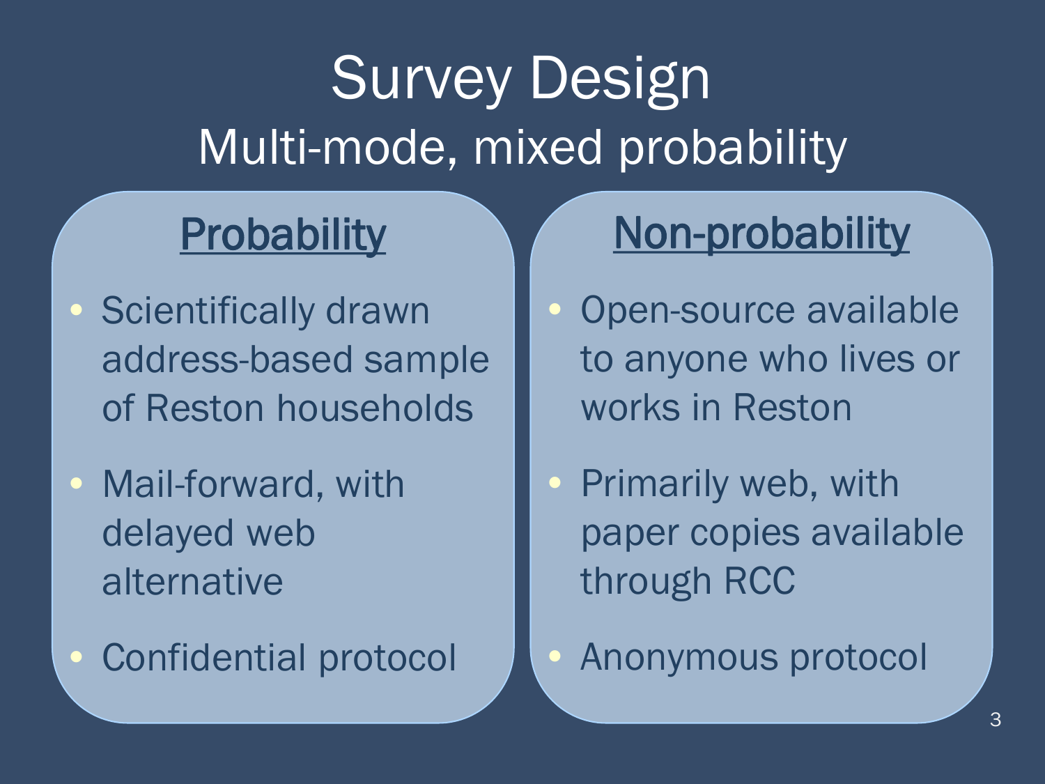# Survey Design

## Multi-mode, mixed probability

### Probability

- Scientifically drawn address-based sample of Reston households
- Mail-forward, with delayed web alternative
- Confidential protocol

### Non-probability

- Open-source available to anyone who lives or works in Reston
- Primarily web, with paper copies available through RCC
- Anonymous protocol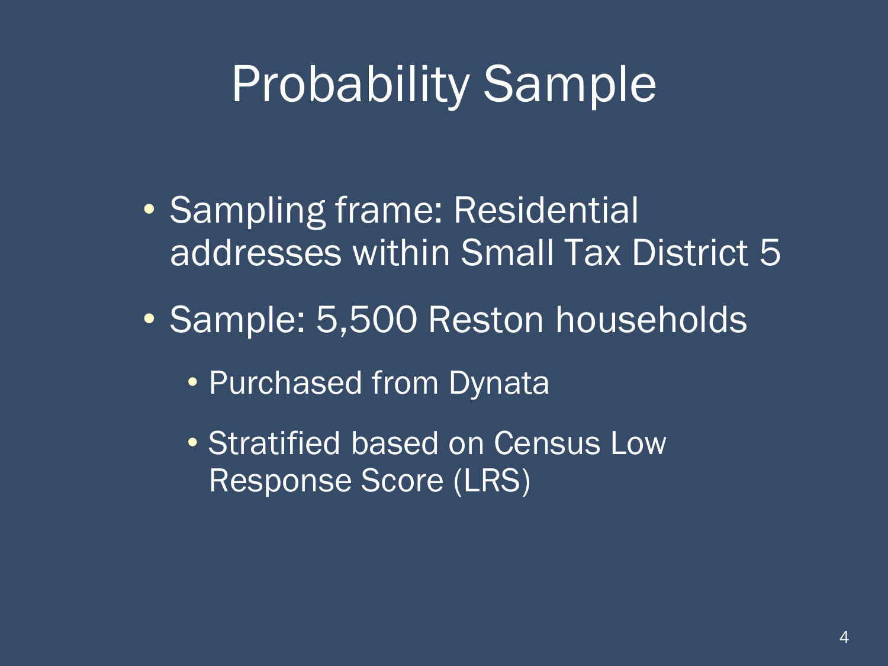# Probability Sample

- Sampling frame: Residential addresses within Small Tax District 5
- Sample: 5,500 Reston households
  - Purchased from Dynata
  - Stratified based on Census Low Response Score (LRS)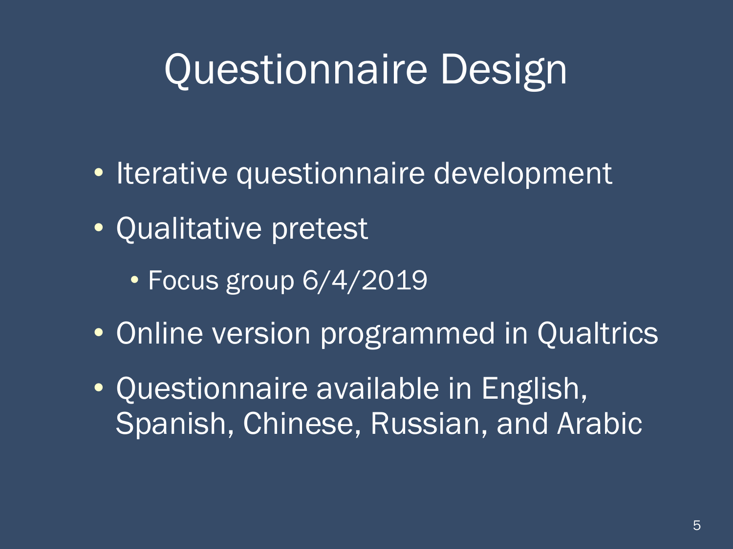# Questionnaire Design

- Iterative questionnaire development
- Qualitative pretest
  - Focus group 6/4/2019
- Online version programmed in Qualtrics
- Questionnaire available in English, Spanish, Chinese, Russian, and Arabic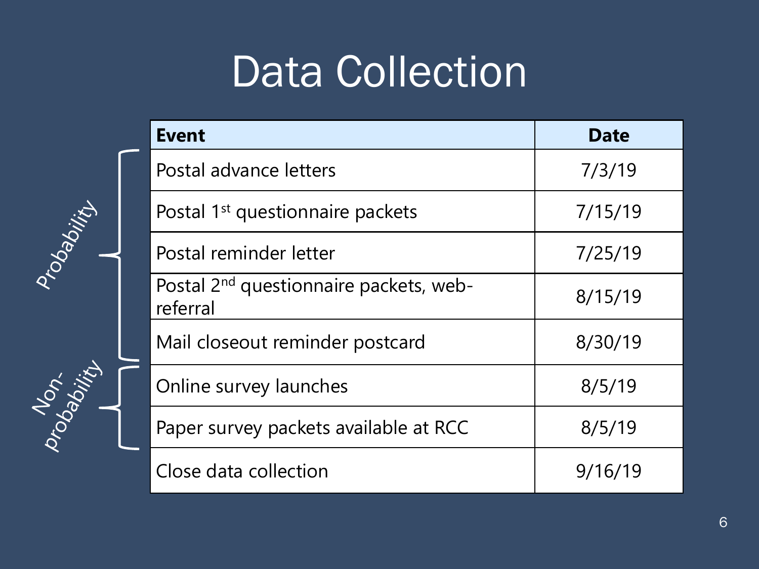# Data Collection

| | Event | Date |
|---|---|---|
| Probability | Postal advance letters | 7/3/19 |
| Probability | Postal 1st questionnaire packets | 7/15/19 |
| Probability | Postal reminder letter | 7/25/19 |
| Probability | Postal 2nd questionnaire packets, web-referral | 8/15/19 |
| Probability | Mail closeout reminder postcard | 8/30/19 |
| Non-probability | Online survey launches | 8/5/19 |
| Non-probability | Paper survey packets available at RCC | 8/5/19 |
| | Close data collection | 9/16/19 |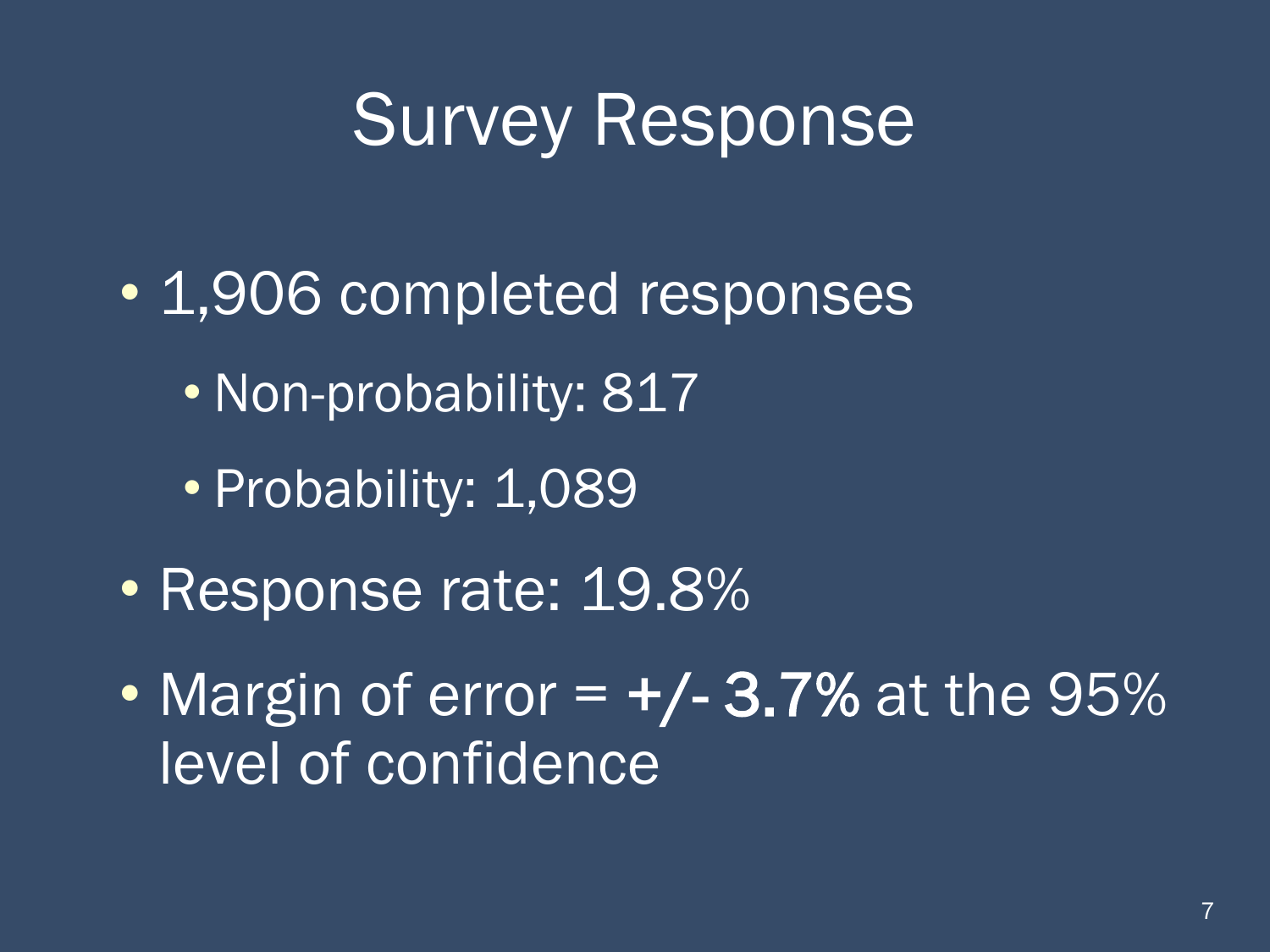# Survey Response

- 1,906 completed responses
  - Non-probability: 817
  - Probability: 1,089
- Response rate: 19.8%
- Margin of error = +/- 3.7% at the 95% level of confidence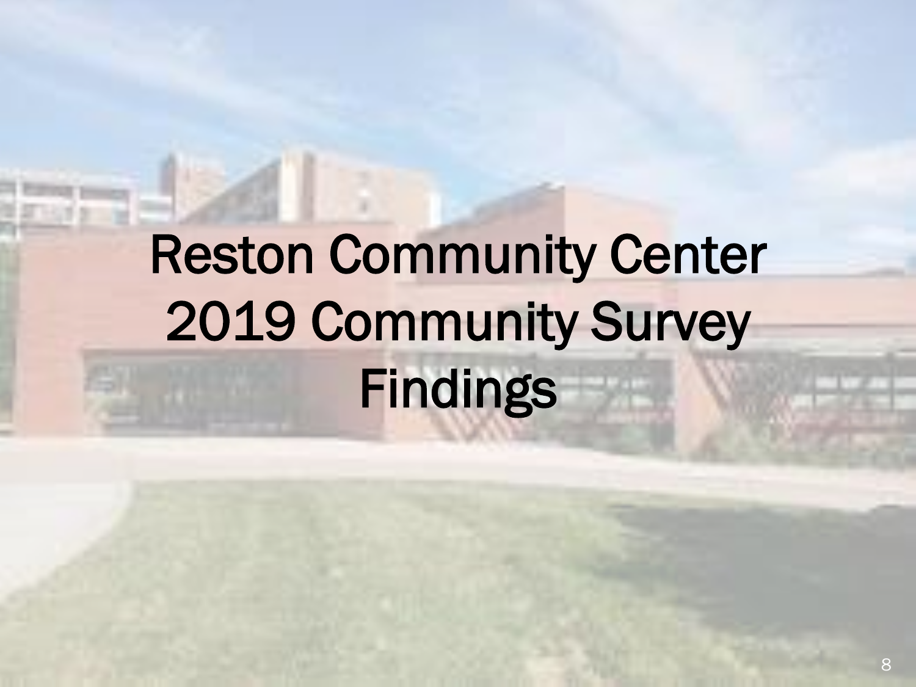# Reston Community Center 2019 Community Survey Findings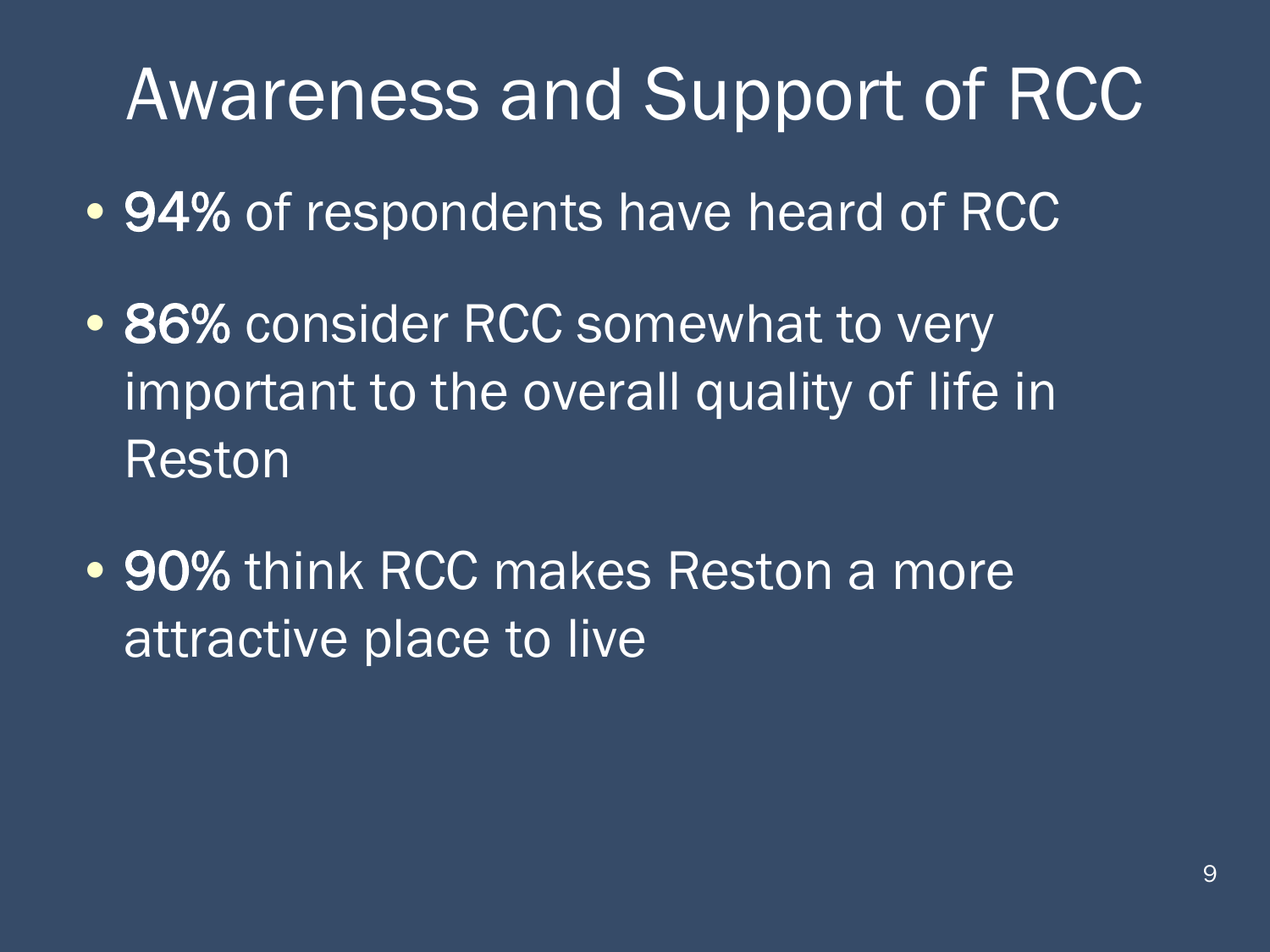# Awareness and Support of RCC

- **94%** of respondents have heard of RCC
- **86%** consider RCC somewhat to very important to the overall quality of life in Reston
- **90%** think RCC makes Reston a more attractive place to live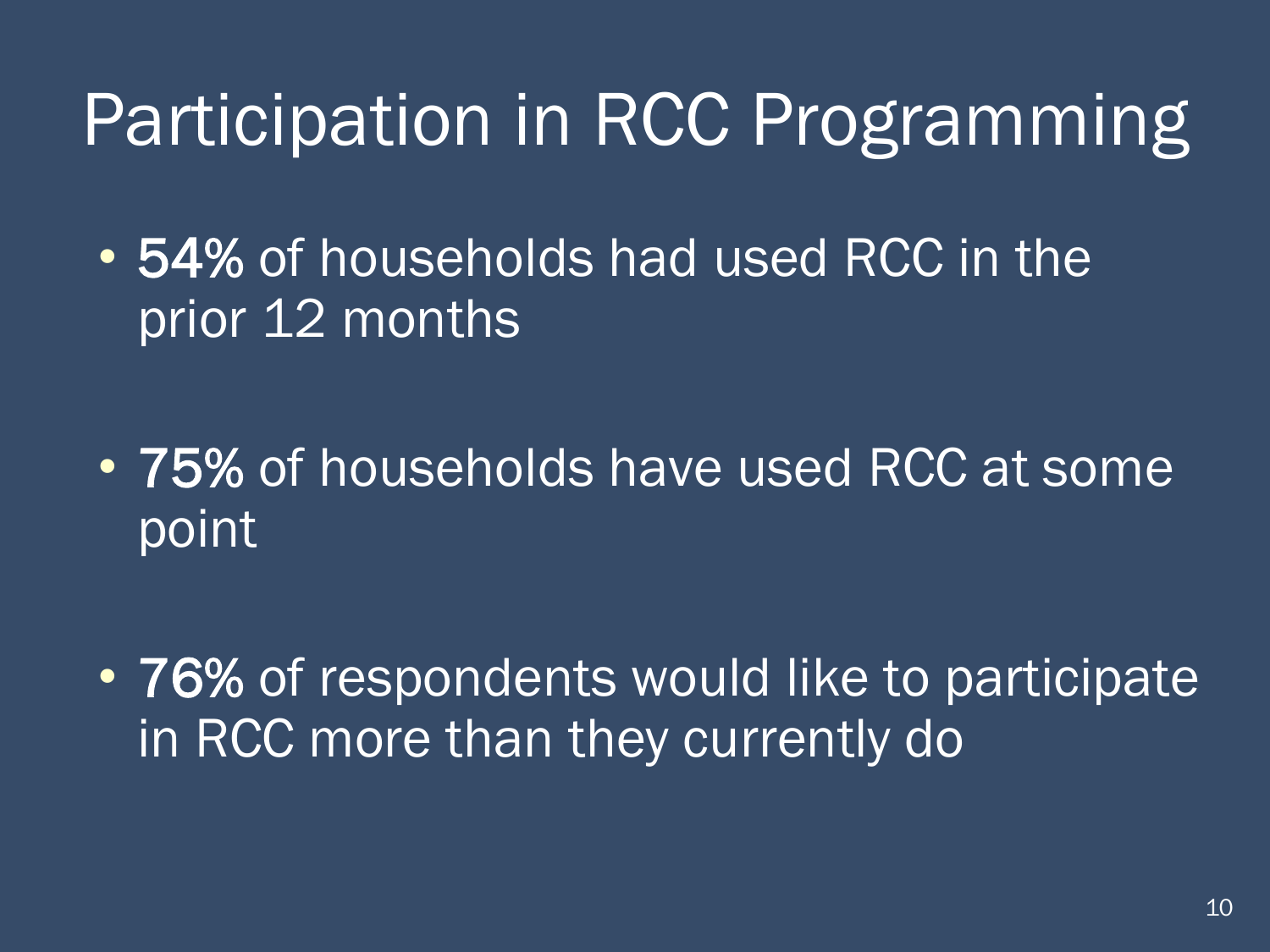# Participation in RCC Programming

- **54%** of households had used RCC in the prior 12 months
- **75%** of households have used RCC at some point
- **76%** of respondents would like to participate in RCC more than they currently do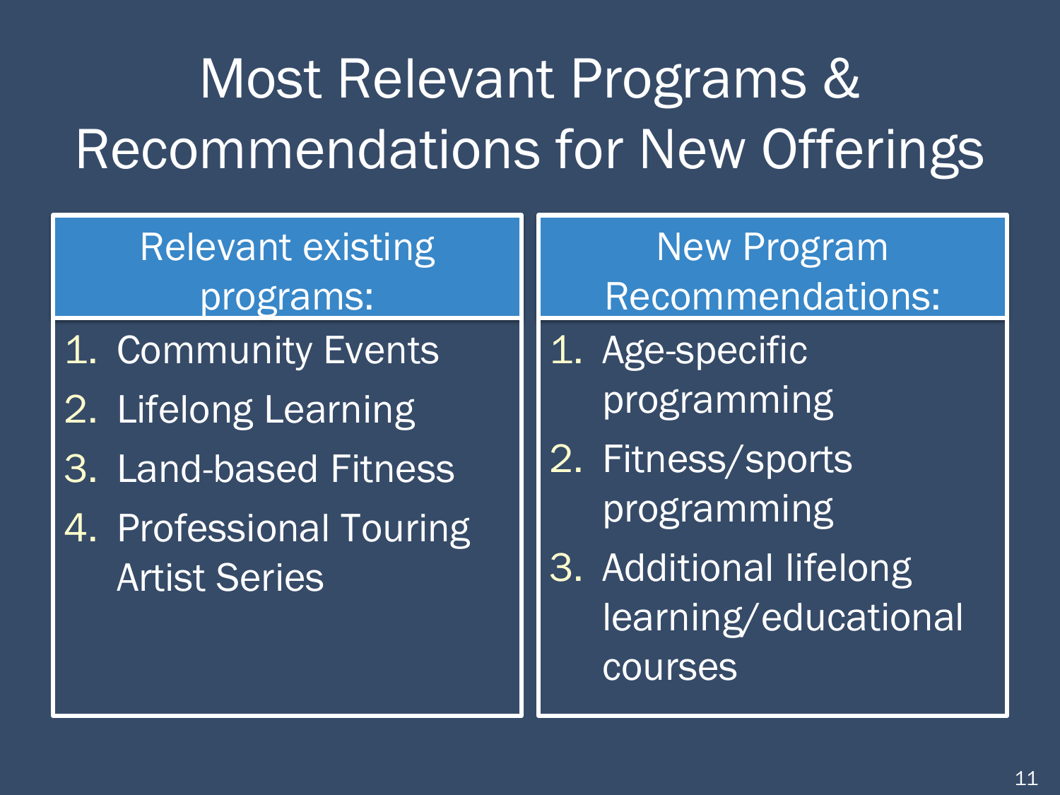# Most Relevant Programs & Recommendations for New Offerings

| Relevant existing programs: | New Program Recommendations: |
| --- | --- |
| 1. Community Events | 1. Age-specific programming |
| 2. Lifelong Learning | 2. Fitness/sports programming |
| 3. Land-based Fitness | 3. Additional lifelong learning/educational courses |
| 4. Professional Touring Artist Series | |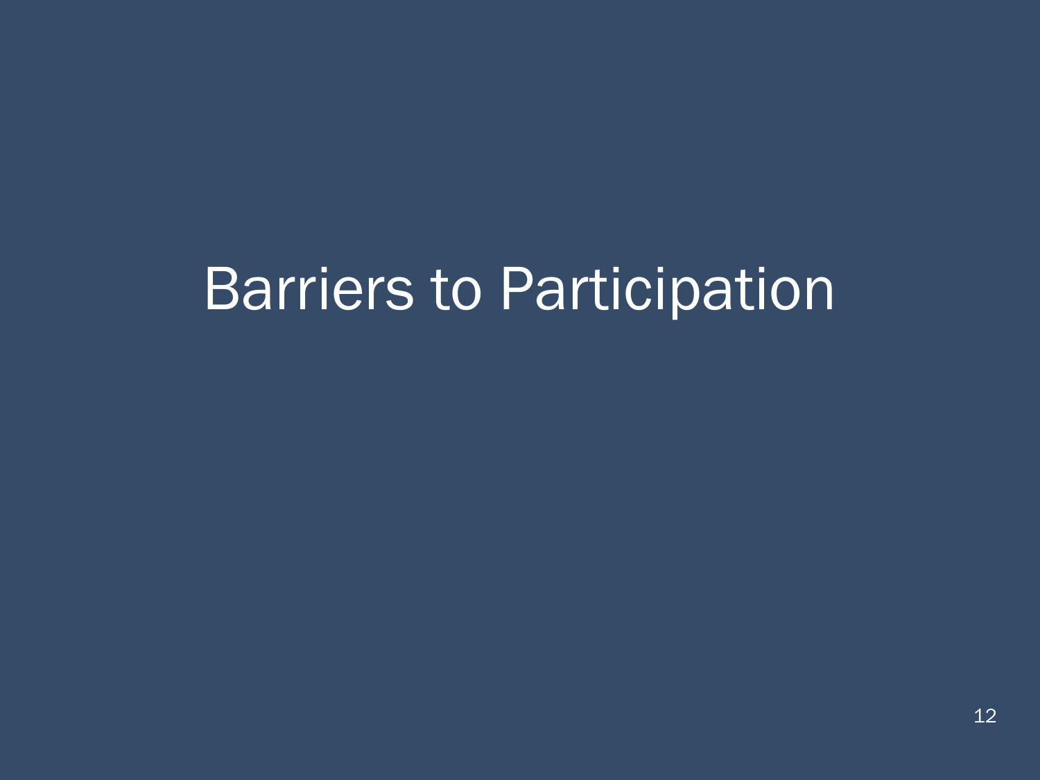# Barriers to Participation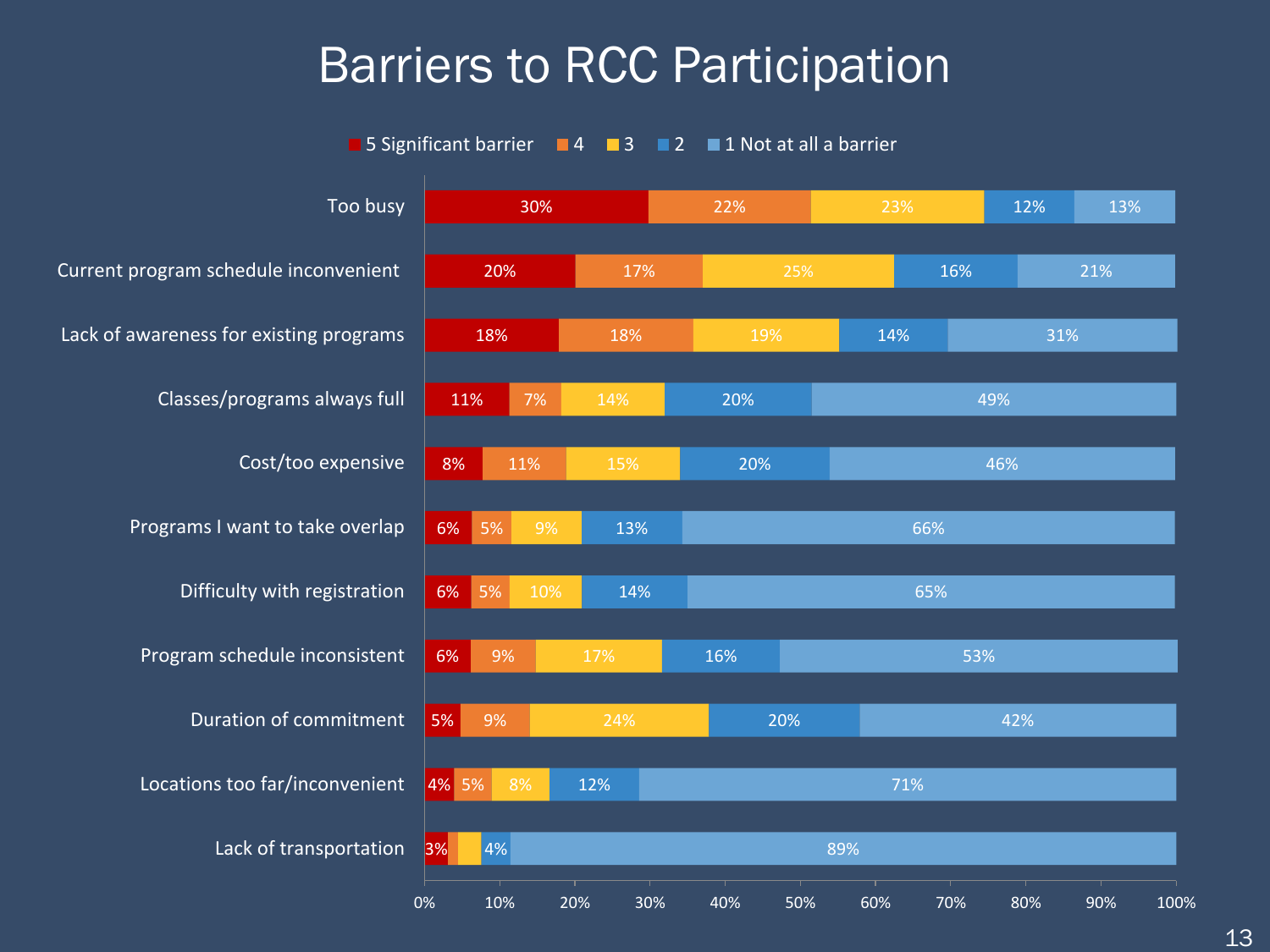# Barriers to RCC Participation

| Barrier | 5 Significant barrier | 4 | 3 | 2 | 1 Not at all a barrier |
|---|---|---|---|---|---|
| Too busy | 30% | 22% | 23% | 12% | 13% |
| Current program schedule inconvenient | 20% | 17% | 25% | 16% | 21% |
| Lack of awareness for existing programs | 18% | 18% | 19% | 14% | 31% |
| Classes/programs always full | 11% | 7% | 14% | 20% | 49% |
| Cost/too expensive | 8% | 11% | 15% | 20% | 46% |
| Programs I want to take overlap | 6% | 5% | 9% | 13% | 66% |
| Difficulty with registration | 6% | 5% | 10% | 14% | 65% |
| Program schedule inconsistent | 6% | 9% | 17% | 16% | 53% |
| Duration of commitment | 5% | 9% | 24% | 20% | 42% |
| Locations too far/inconvenient | 4% | 5% | 8% | 12% | 71% |
| Lack of transportation | 3% | | | 4% | 89% |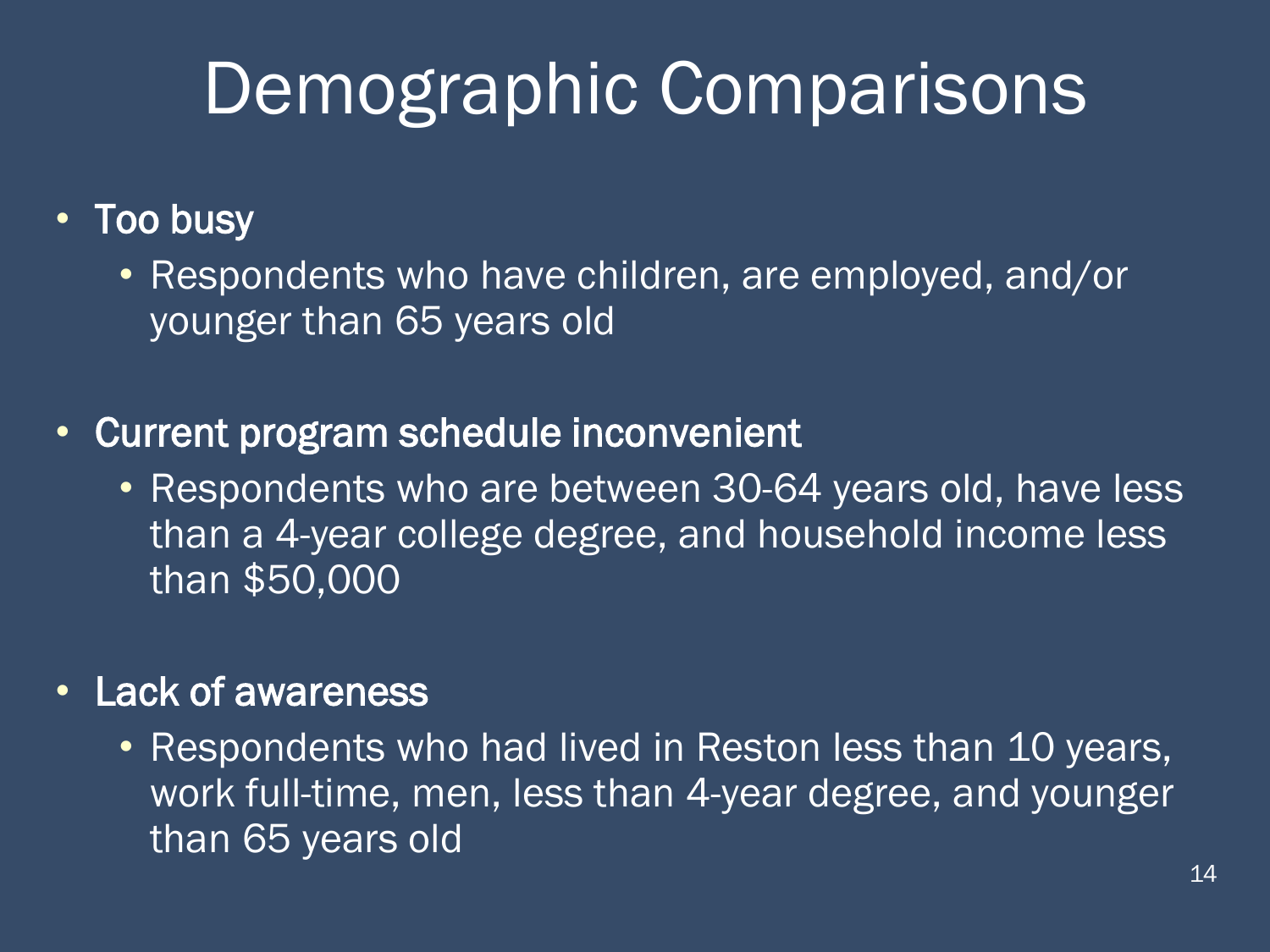# Demographic Comparisons

- Too busy
  - Respondents who have children, are employed, and/or younger than 65 years old
- Current program schedule inconvenient
  - Respondents who are between 30-64 years old, have less than a 4-year college degree, and household income less than $50,000
- Lack of awareness
  - Respondents who had lived in Reston less than 10 years, work full-time, men, less than 4-year degree, and younger than 65 years old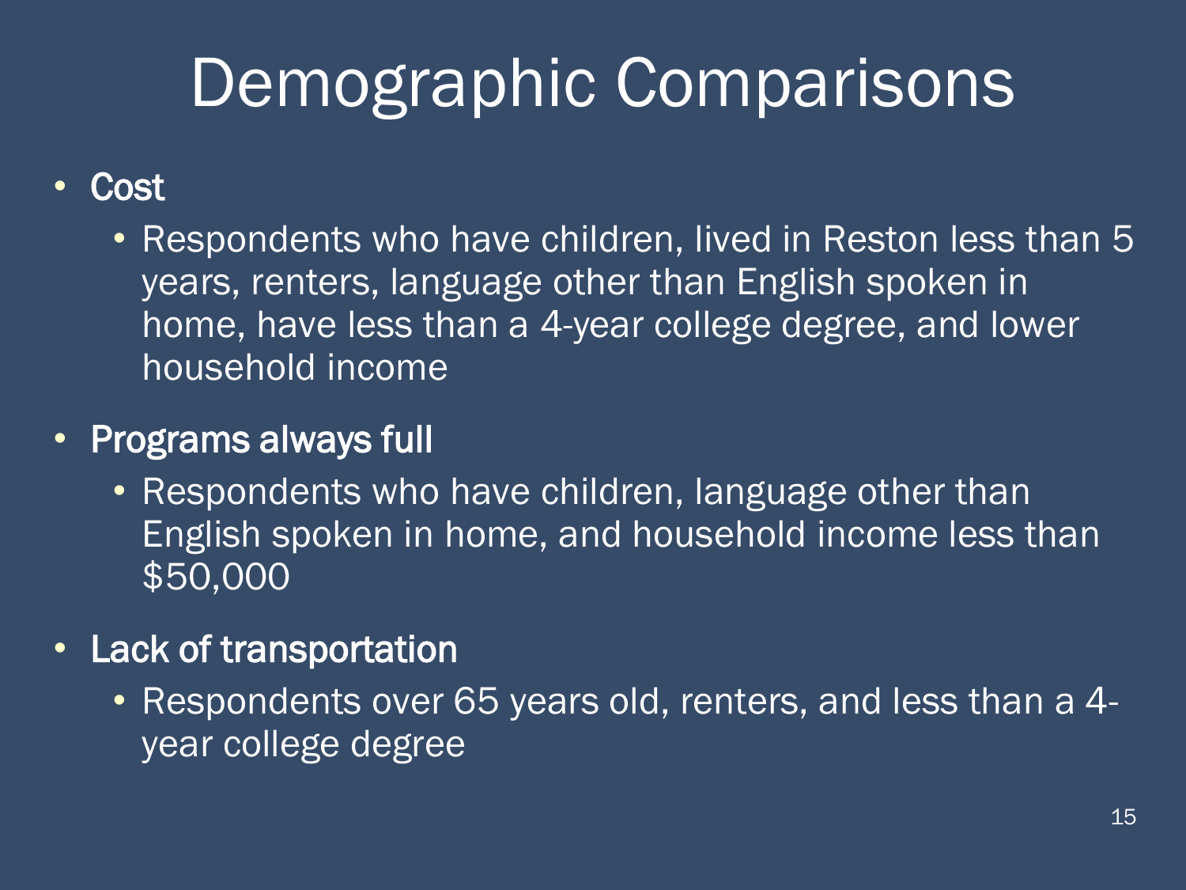# Demographic Comparisons

- **Cost**
  - Respondents who have children, lived in Reston less than 5 years, renters, language other than English spoken in home, have less than a 4-year college degree, and lower household income
- **Programs always full**
  - Respondents who have children, language other than English spoken in home, and household income less than $50,000
- **Lack of transportation**
  - Respondents over 65 years old, renters, and less than a 4-year college degree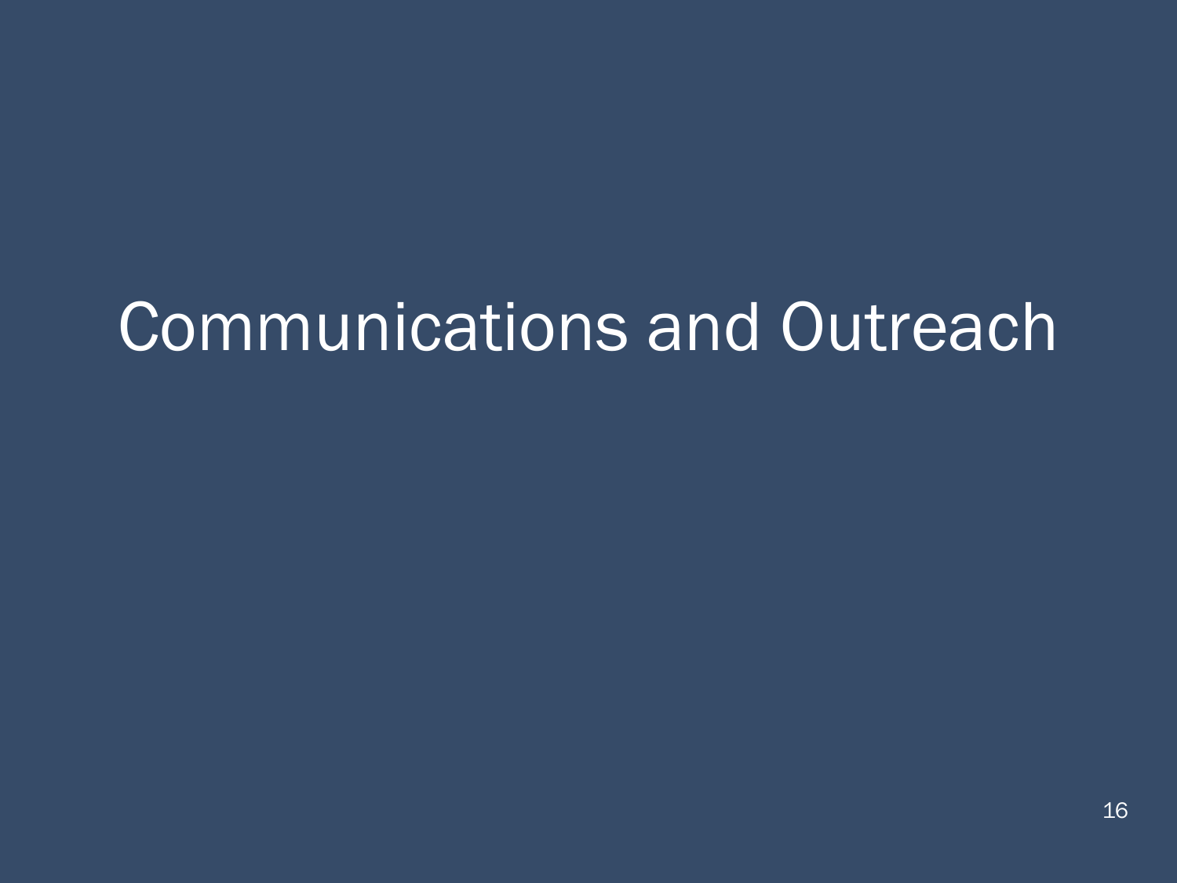# Communications and Outreach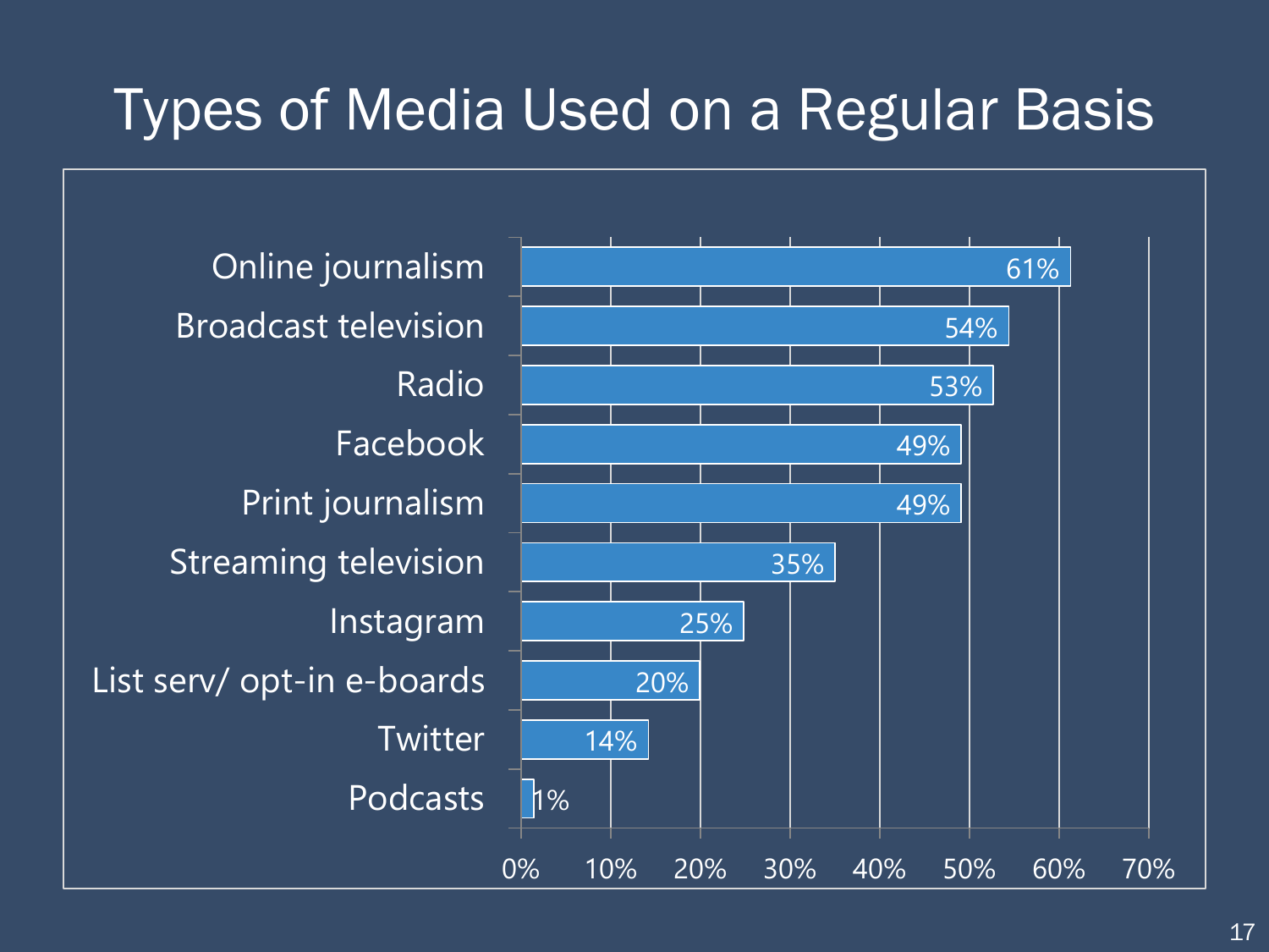# Types of Media Used on a Regular Basis

| Media | Percentage |
| --- | --- |
| Online journalism | 61% |
| Broadcast television | 54% |
| Radio | 53% |
| Facebook | 49% |
| Print journalism | 49% |
| Streaming television | 35% |
| Instagram | 25% |
| List serv/ opt-in e-boards | 20% |
| Twitter | 14% |
| Podcasts | 1% |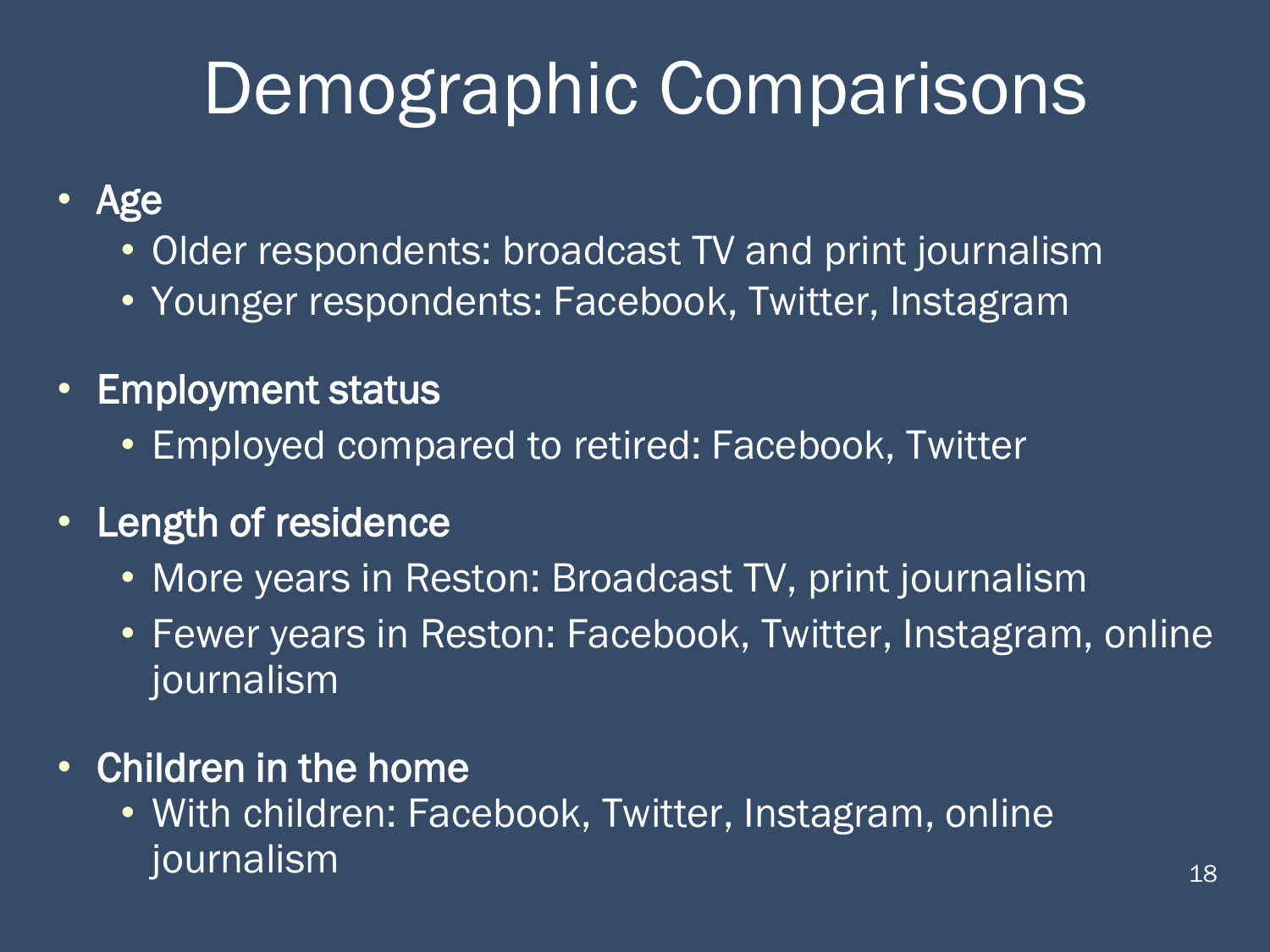# Demographic Comparisons

- **Age**
  - Older respondents: broadcast TV and print journalism
  - Younger respondents: Facebook, Twitter, Instagram
- **Employment status**
  - Employed compared to retired: Facebook, Twitter
- **Length of residence**
  - More years in Reston: Broadcast TV, print journalism
  - Fewer years in Reston: Facebook, Twitter, Instagram, online journalism
- **Children in the home**
  - With children: Facebook, Twitter, Instagram, online journalism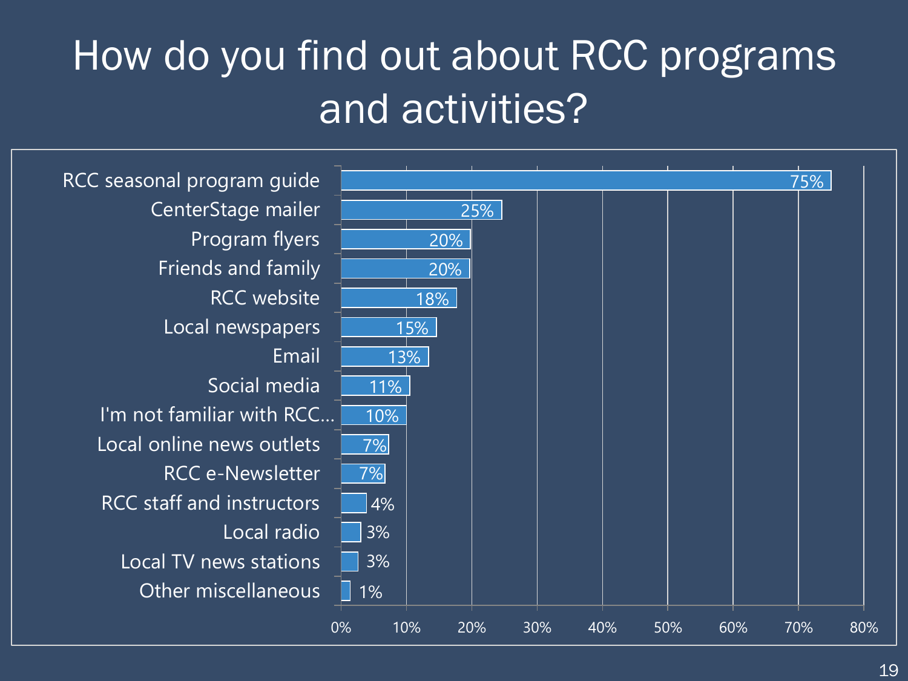# How do you find out about RCC programs and activities?

| Source | Percentage |
| --- | --- |
| RCC seasonal program guide | 75% |
| CenterStage mailer | 25% |
| Program flyers | 20% |
| Friends and family | 20% |
| RCC website | 18% |
| Local newspapers | 15% |
| Email | 13% |
| Social media | 11% |
| I'm not familiar with RCC... | 10% |
| Local online news outlets | 7% |
| RCC e-Newsletter | 7% |
| RCC staff and instructors | 4% |
| Local radio | 3% |
| Local TV news stations | 3% |
| Other miscellaneous | 1% |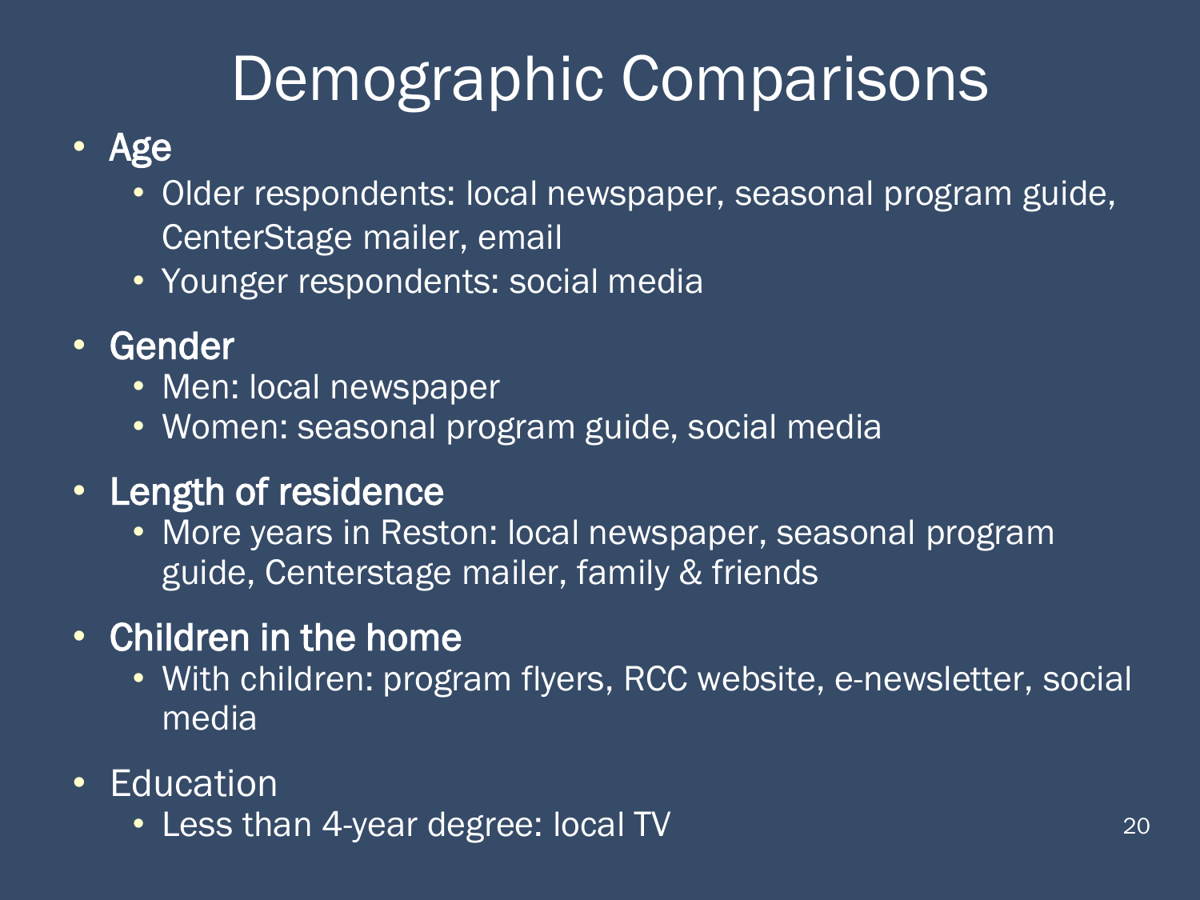# Demographic Comparisons

- **Age**
  - Older respondents: local newspaper, seasonal program guide, CenterStage mailer, email
  - Younger respondents: social media
- **Gender**
  - Men: local newspaper
  - Women: seasonal program guide, social media
- **Length of residence**
  - More years in Reston: local newspaper, seasonal program guide, Centerstage mailer, family & friends
- **Children in the home**
  - With children: program flyers, RCC website, e-newsletter, social media
- Education
  - Less than 4-year degree: local TV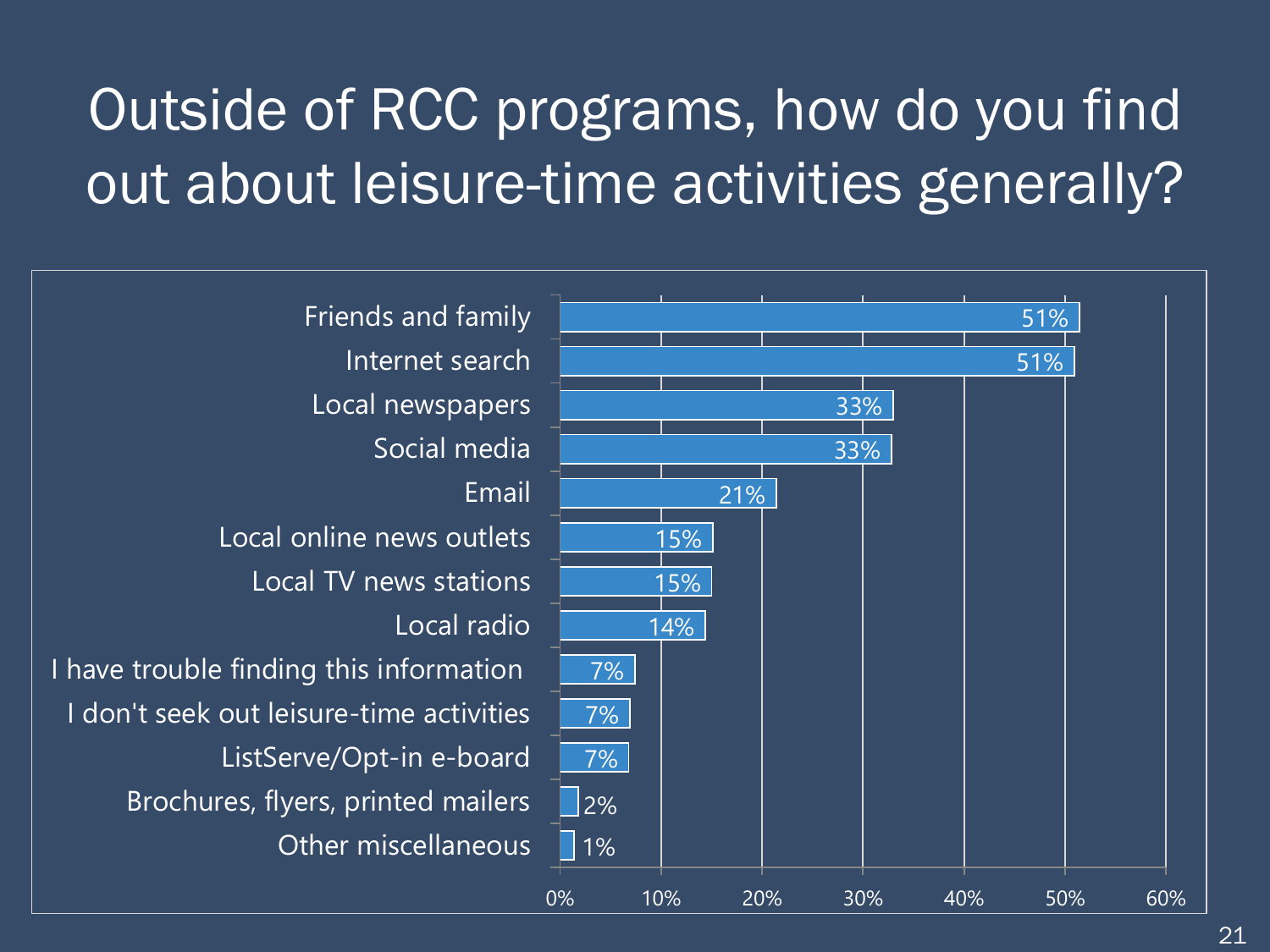# Outside of RCC programs, how do you find out about leisure-time activities generally?

| Source | Percent |
|---|---|
| Friends and family | 51% |
| Internet search | 51% |
| Local newspapers | 33% |
| Social media | 33% |
| Email | 21% |
| Local online news outlets | 15% |
| Local TV news stations | 15% |
| Local radio | 14% |
| I have trouble finding this information | 7% |
| I don't seek out leisure-time activities | 7% |
| ListServe/Opt-in e-board | 7% |
| Brochures, flyers, printed mailers | 2% |
| Other miscellaneous | 1% |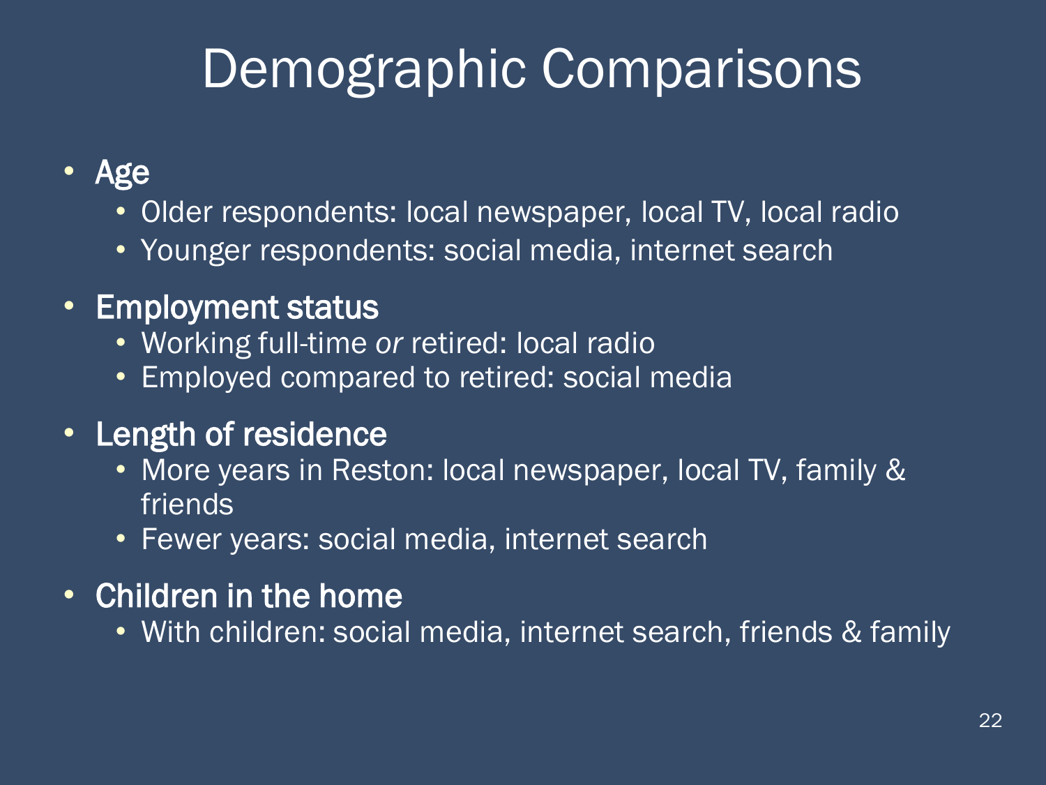# Demographic Comparisons

- Age
  - Older respondents: local newspaper, local TV, local radio
  - Younger respondents: social media, internet search
- Employment status
  - Working full-time *or* retired: local radio
  - Employed compared to retired: social media
- Length of residence
  - More years in Reston: local newspaper, local TV, family & friends
  - Fewer years: social media, internet search
- Children in the home
  - With children: social media, internet search, friends & family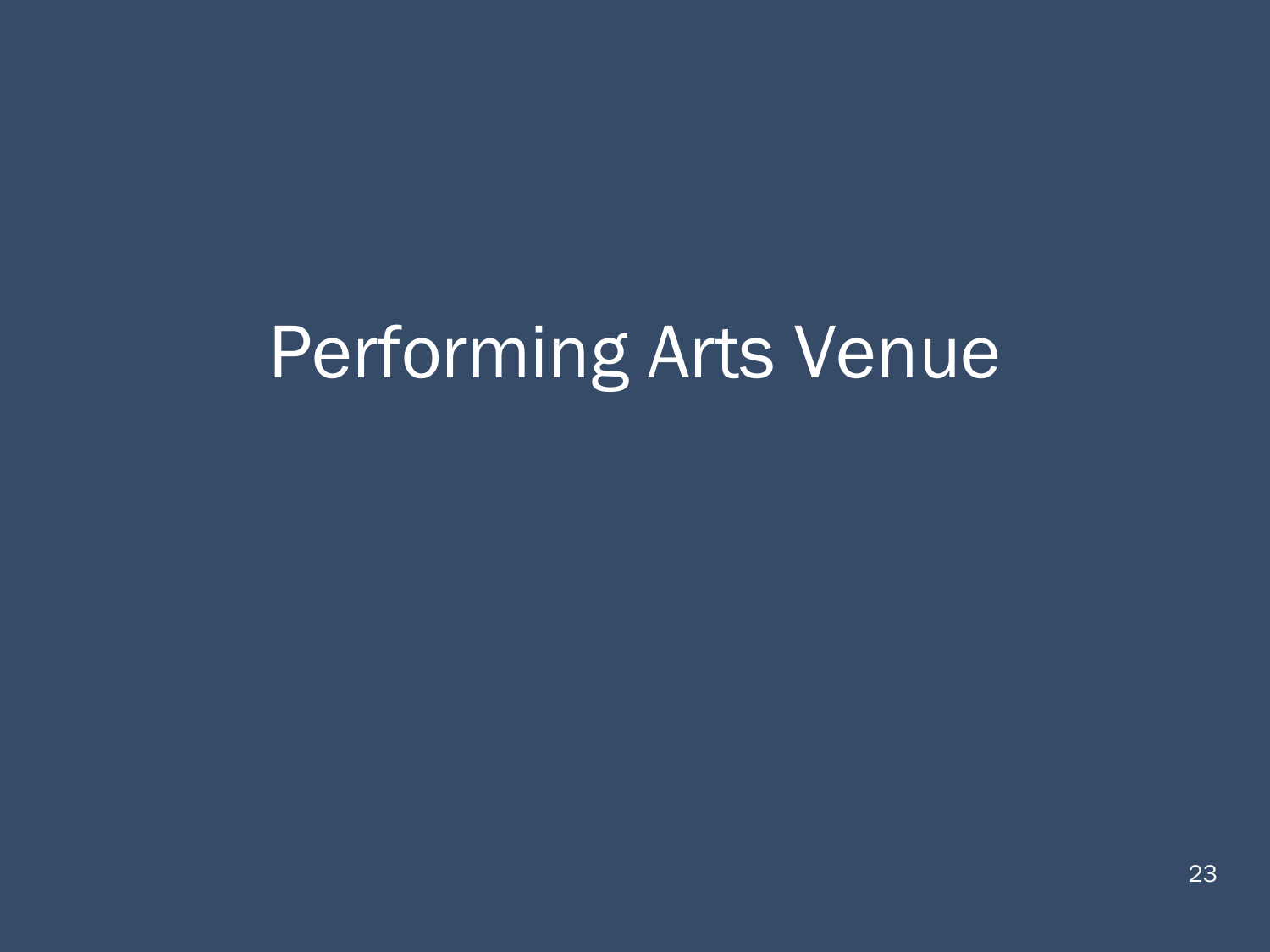# Performing Arts Venue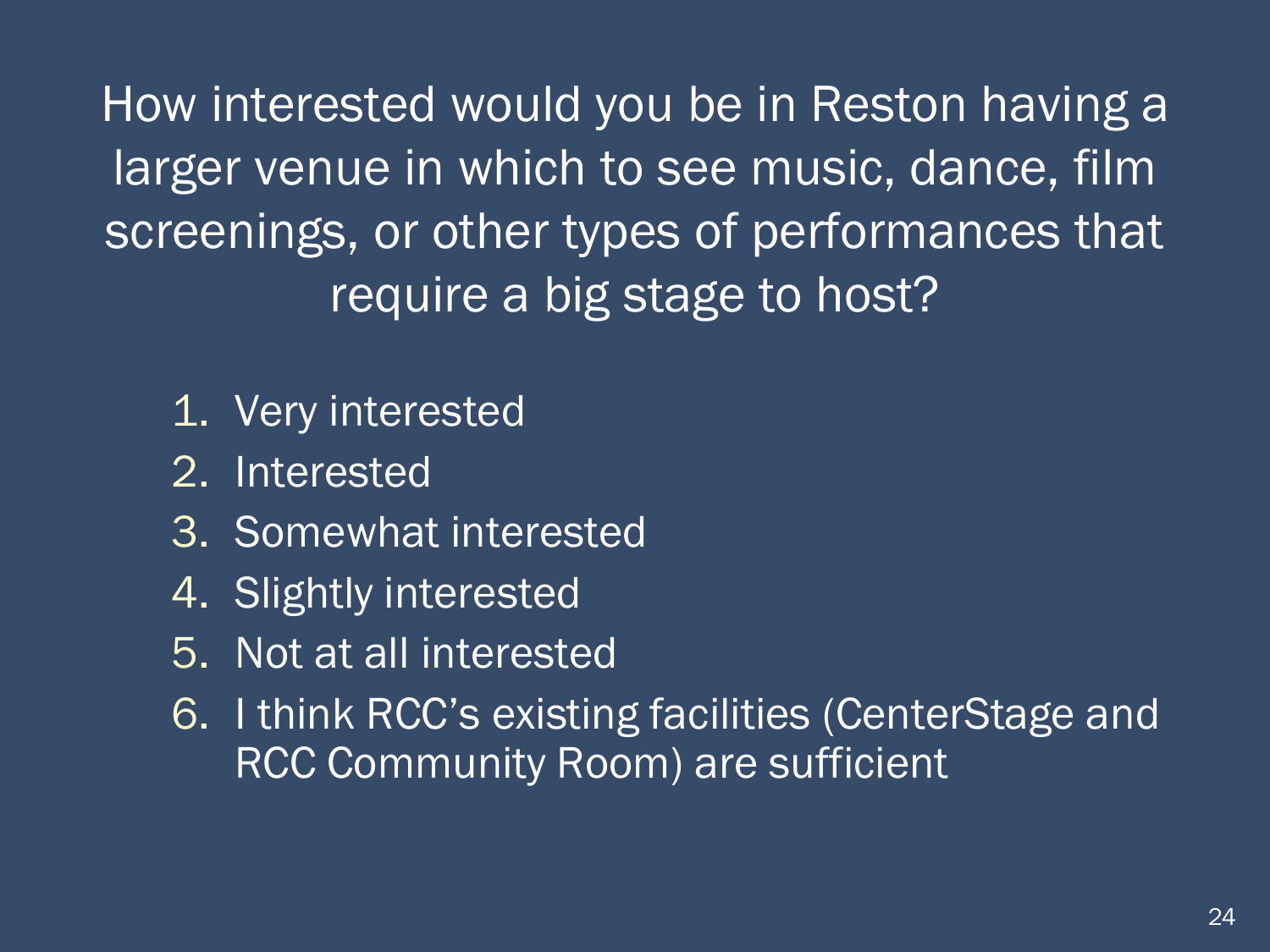How interested would you be in Reston having a larger venue in which to see music, dance, film screenings, or other types of performances that require a big stage to host?

1. Very interested
2. Interested
3. Somewhat interested
4. Slightly interested
5. Not at all interested
6. I think RCC's existing facilities (CenterStage and RCC Community Room) are sufficient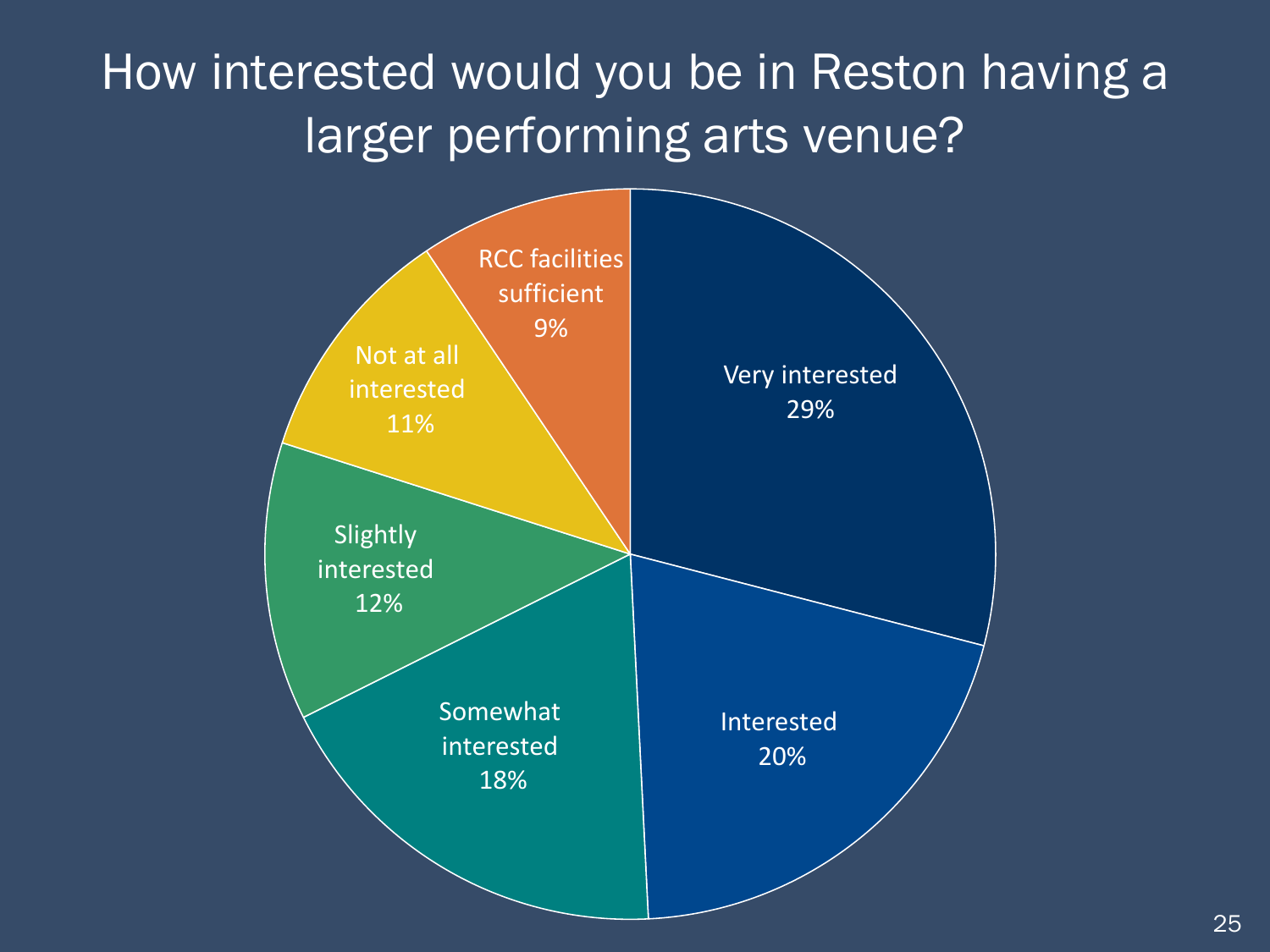# How interested would you be in Reston having a larger performing arts venue?

| Response | Percentage |
|---|---|
| Very interested | 29% |
| Interested | 20% |
| Somewhat interested | 18% |
| Slightly interested | 12% |
| Not at all interested | 11% |
| RCC facilities sufficient | 9% |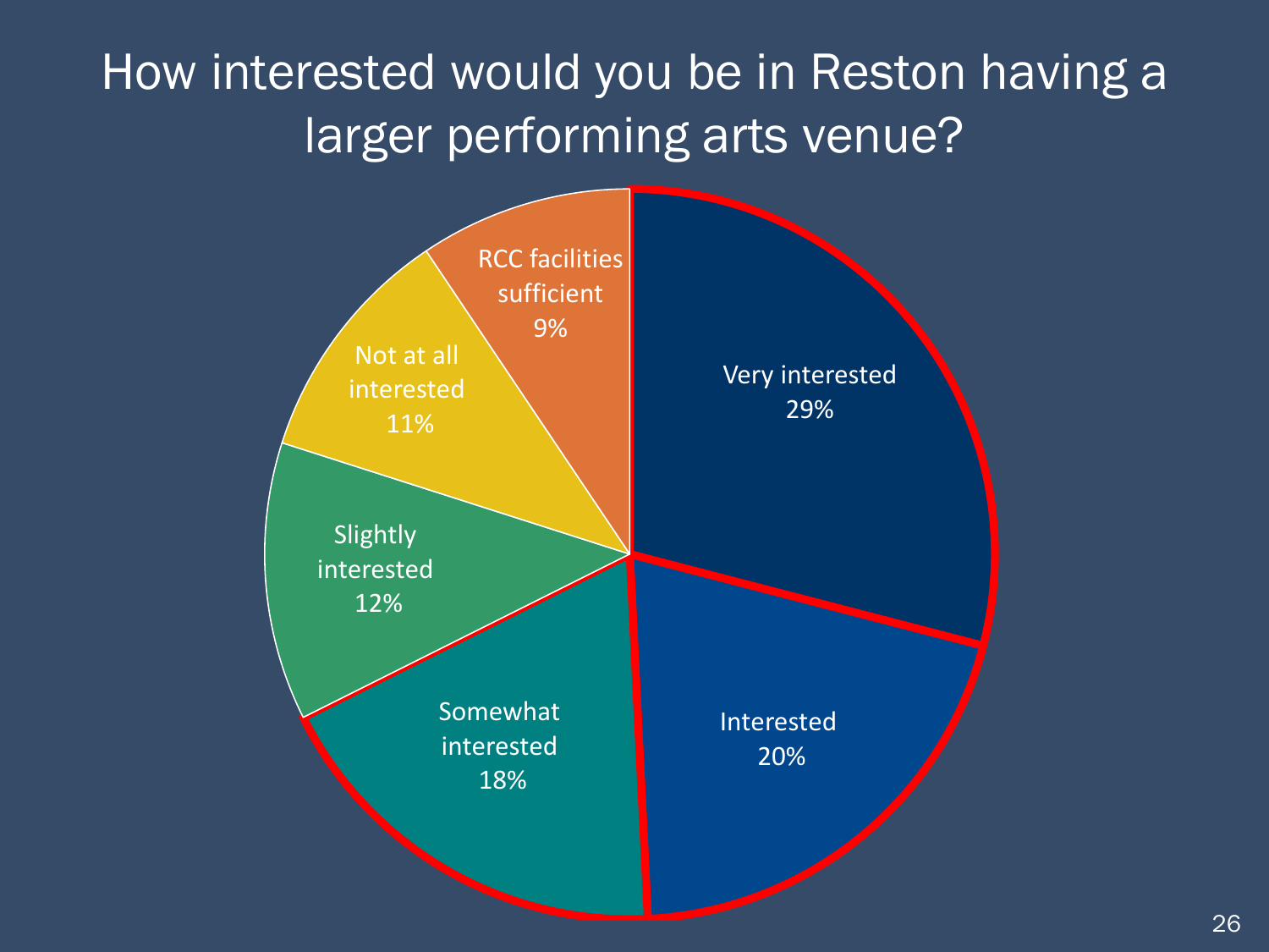# How interested would you be in Reston having a larger performing arts venue?

| Response | Percentage |
| --- | --- |
| Very interested | 29% |
| Interested | 20% |
| Somewhat interested | 18% |
| Slightly interested | 12% |
| Not at all interested | 11% |
| RCC facilities sufficient | 9% |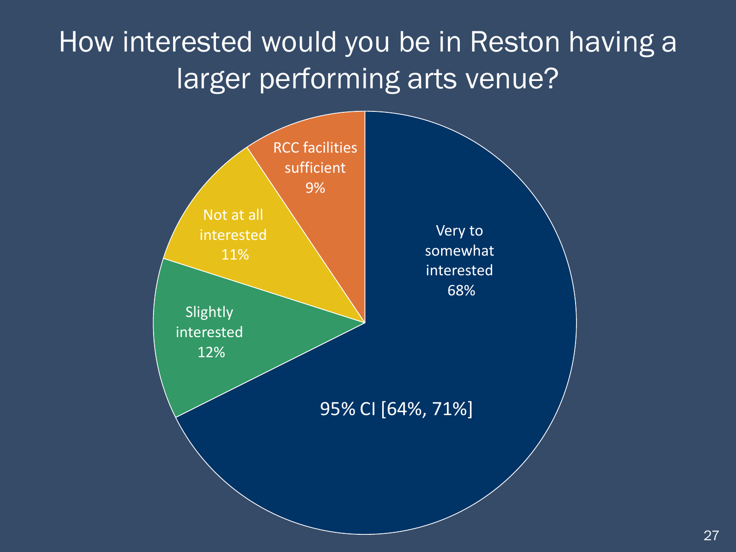# How interested would you be in Reston having a larger performing arts venue?

- Very to somewhat interested 68%
- Slightly interested 12%
- Not at all interested 11%
- RCC facilities sufficient 9%

95% CI [64%, 71%]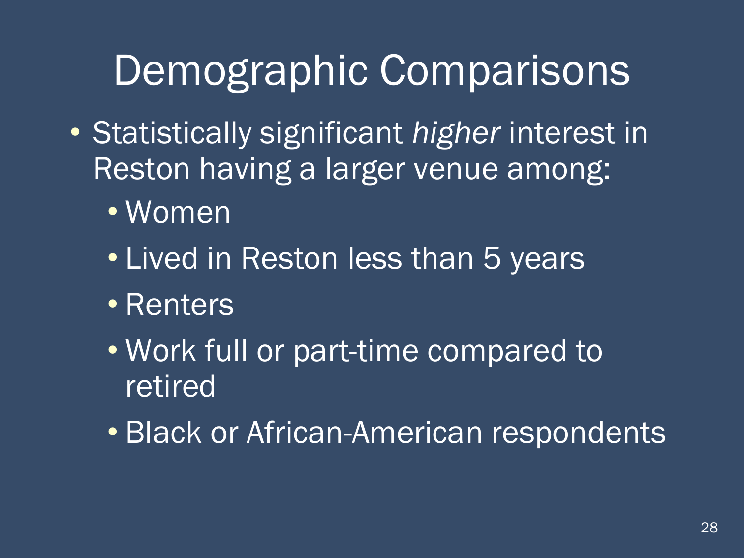# Demographic Comparisons

- Statistically significant *higher* interest in Reston having a larger venue among:
  - Women
  - Lived in Reston less than 5 years
  - Renters
  - Work full or part-time compared to retired
  - Black or African-American respondents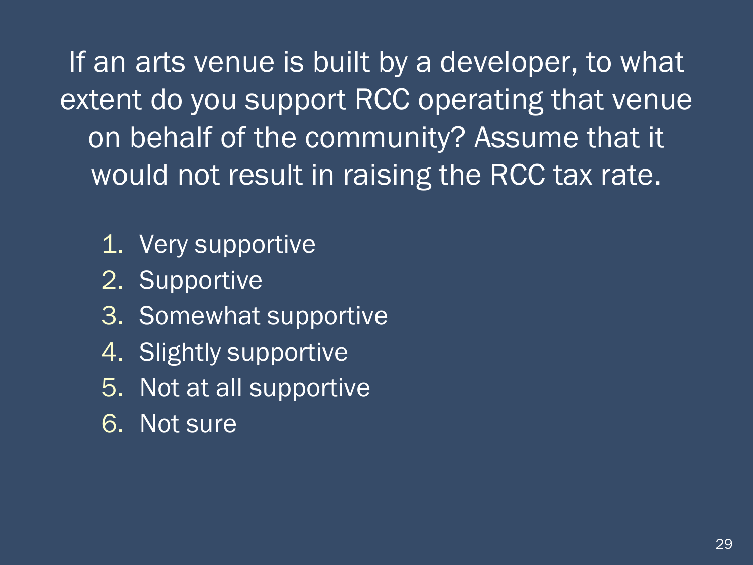If an arts venue is built by a developer, to what extent do you support RCC operating that venue on behalf of the community? Assume that it would not result in raising the RCC tax rate.

1. Very supportive
2. Supportive
3. Somewhat supportive
4. Slightly supportive
5. Not at all supportive
6. Not sure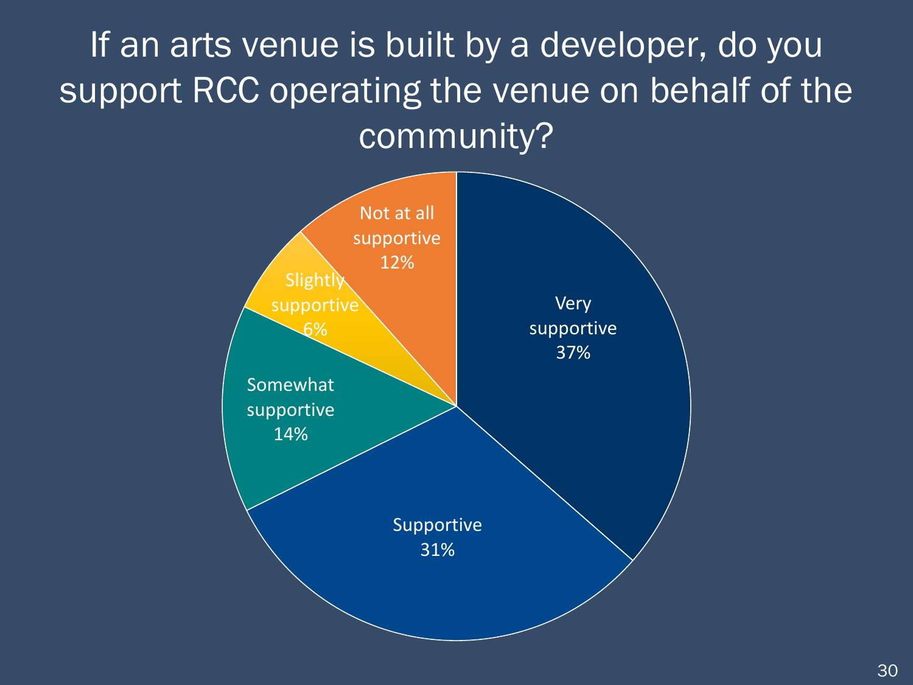# If an arts venue is built by a developer, do you support RCC operating the venue on behalf of the community?

| Response | Percentage |
|---|---|
| Very supportive | 37% |
| Supportive | 31% |
| Somewhat supportive | 14% |
| Slightly supportive | 6% |
| Not at all supportive | 12% |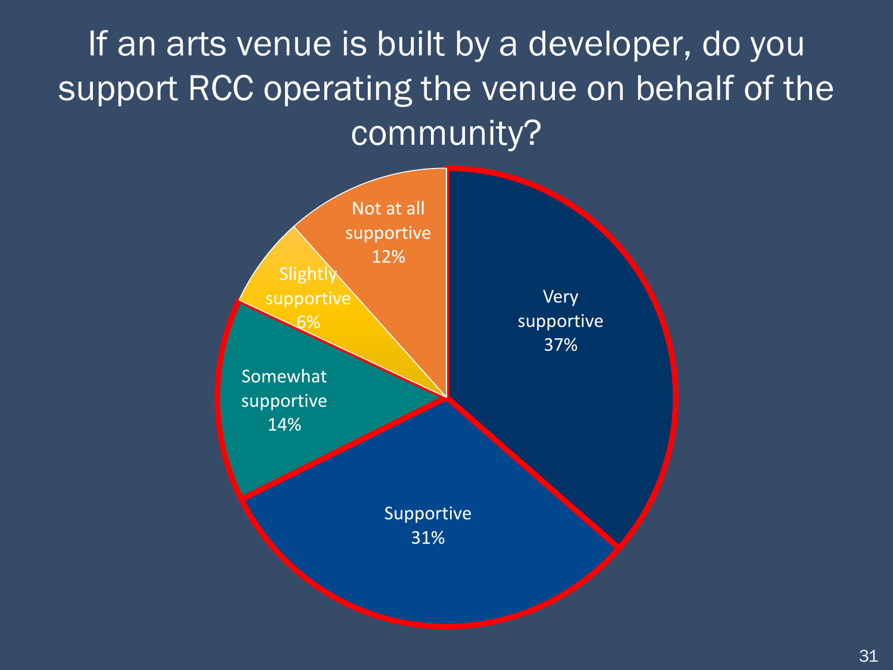# If an arts venue is built by a developer, do you support RCC operating the venue on behalf of the community?

| Response | Percentage |
| --- | --- |
| Very supportive | 37% |
| Supportive | 31% |
| Somewhat supportive | 14% |
| Slightly supportive | 6% |
| Not at all supportive | 12% |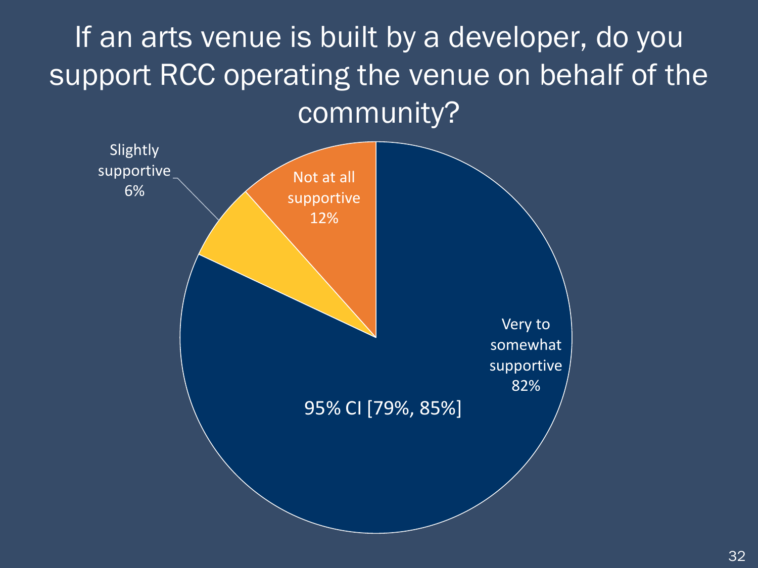# If an arts venue is built by a developer, do you support RCC operating the venue on behalf of the community?

Slightly supportive 6%

Not at all supportive 12%

Very to somewhat supportive 82%

95% CI [79%, 85%]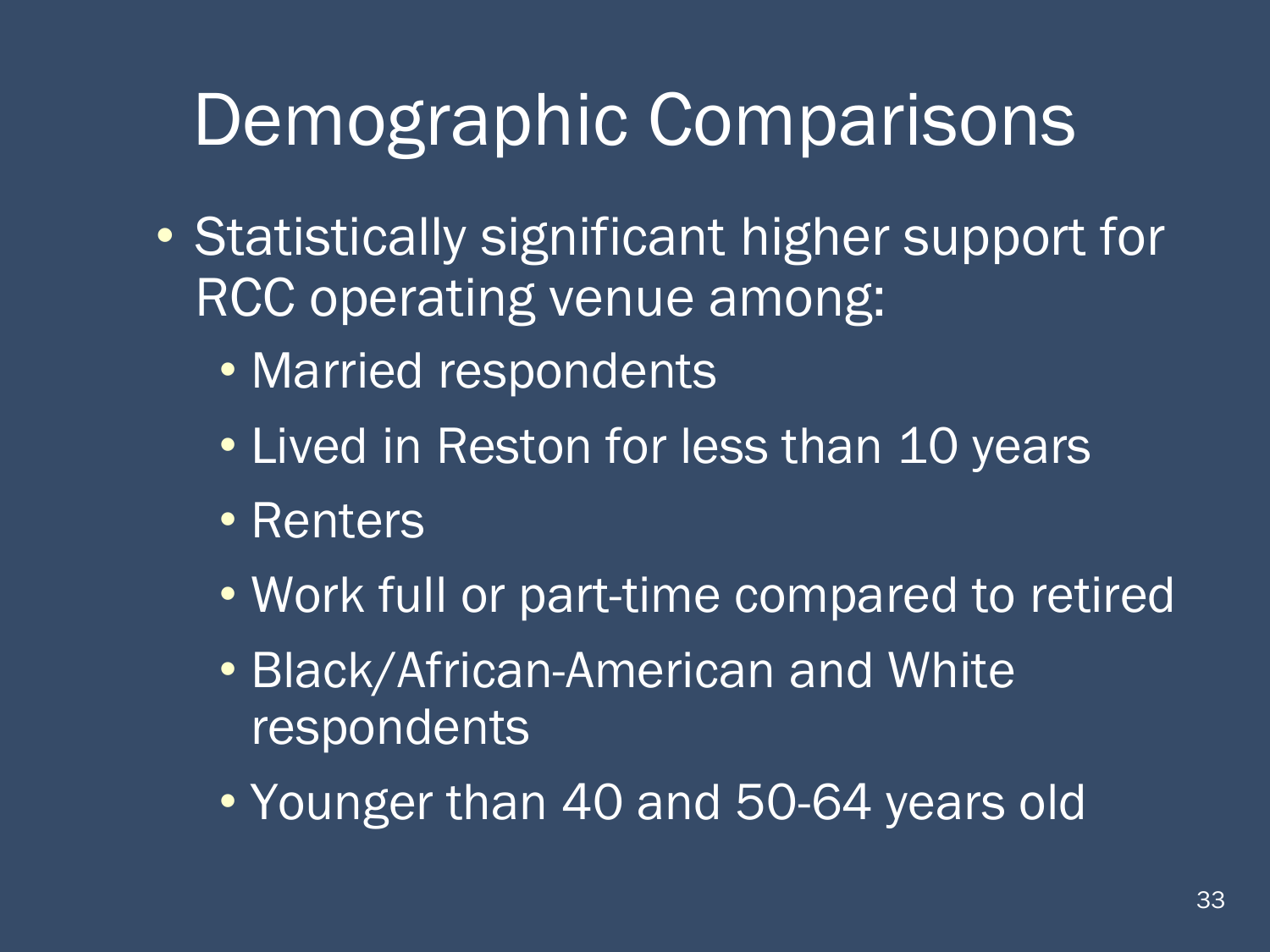# Demographic Comparisons

- Statistically significant higher support for RCC operating venue among:
  - Married respondents
  - Lived in Reston for less than 10 years
  - Renters
  - Work full or part-time compared to retired
  - Black/African-American and White respondents
  - Younger than 40 and 50-64 years old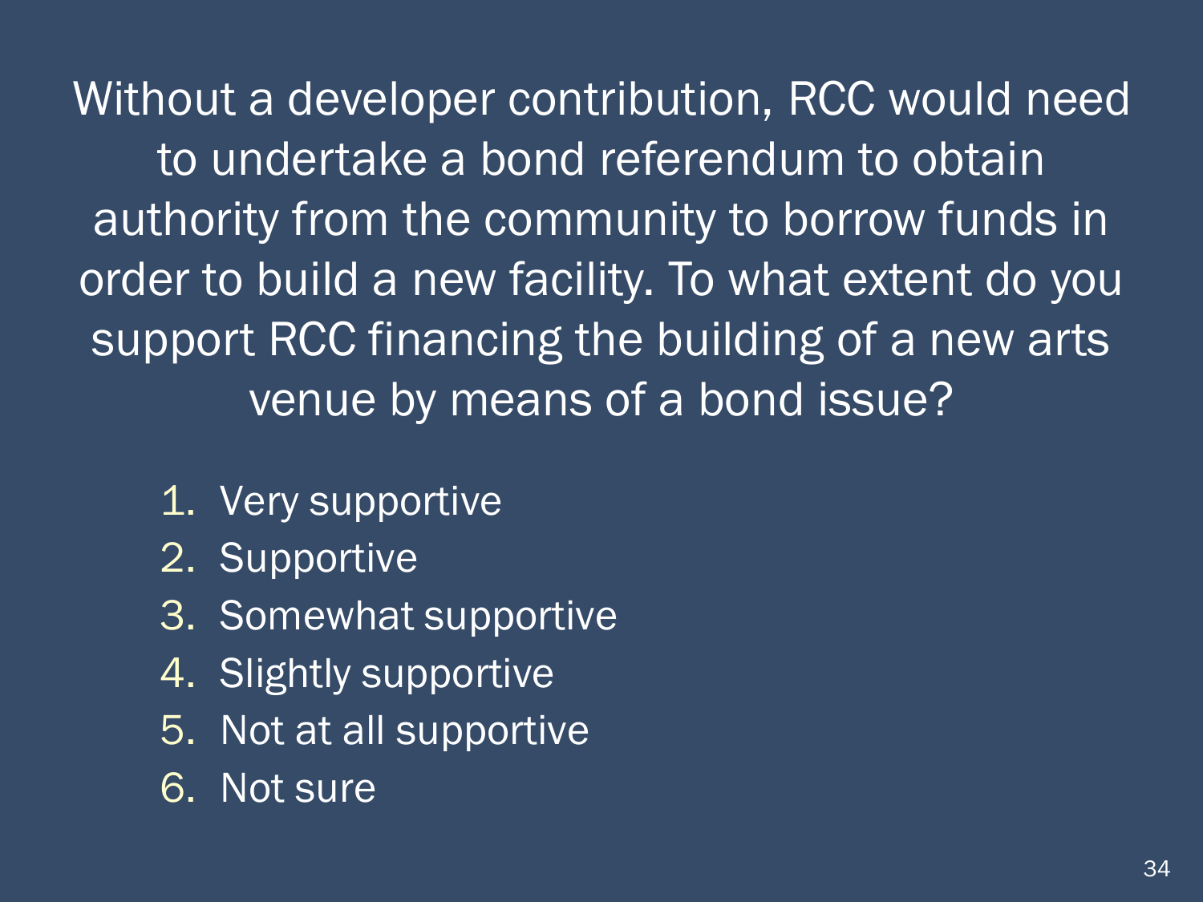Without a developer contribution, RCC would need to undertake a bond referendum to obtain authority from the community to borrow funds in order to build a new facility. To what extent do you support RCC financing the building of a new arts venue by means of a bond issue?

1. Very supportive
2. Supportive
3. Somewhat supportive
4. Slightly supportive
5. Not at all supportive
6. Not sure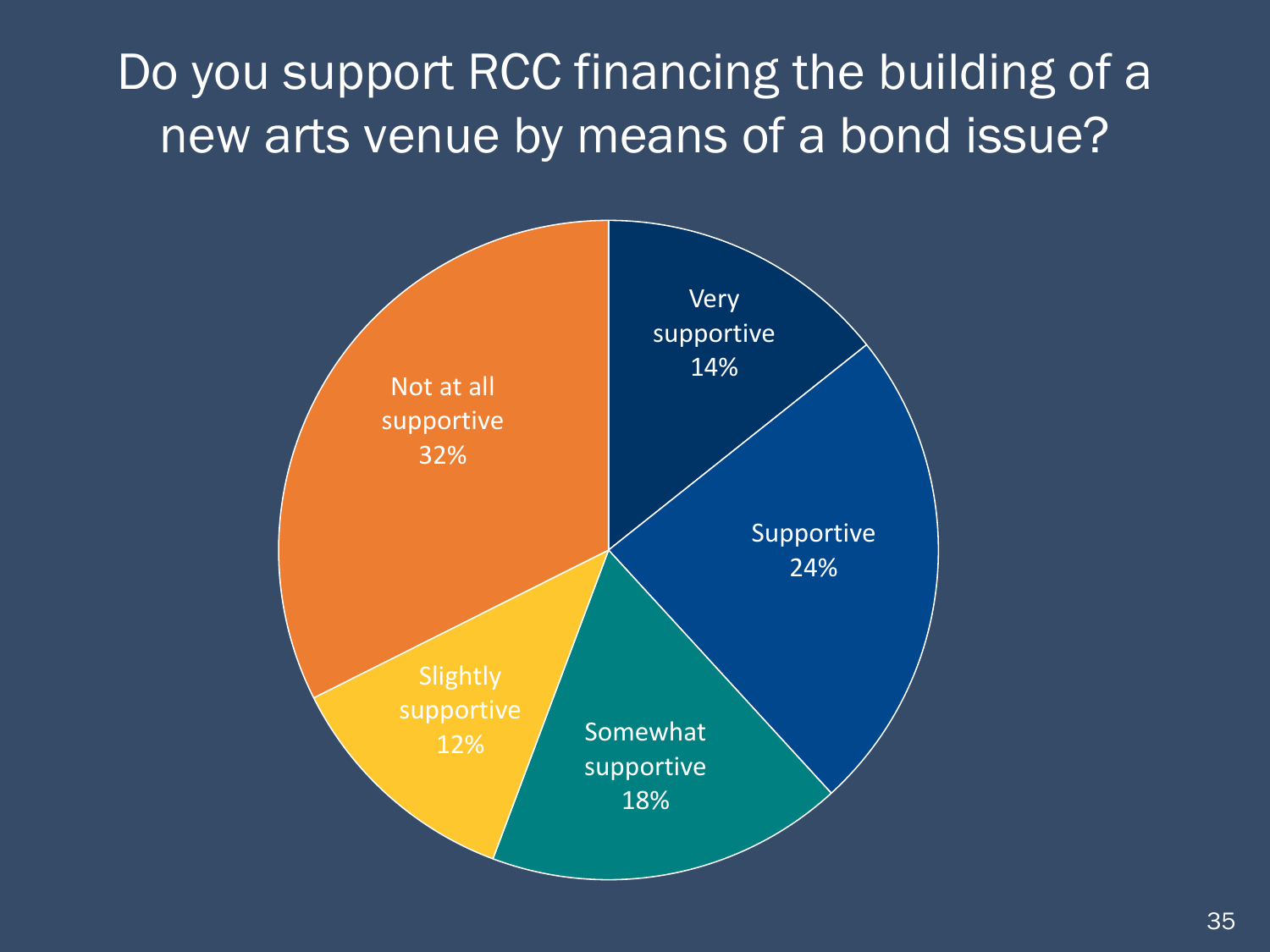# Do you support RCC financing the building of a new arts venue by means of a bond issue?

| Response | Percentage |
|---|---|
| Very supportive | 14% |
| Supportive | 24% |
| Somewhat supportive | 18% |
| Slightly supportive | 12% |
| Not at all supportive | 32% |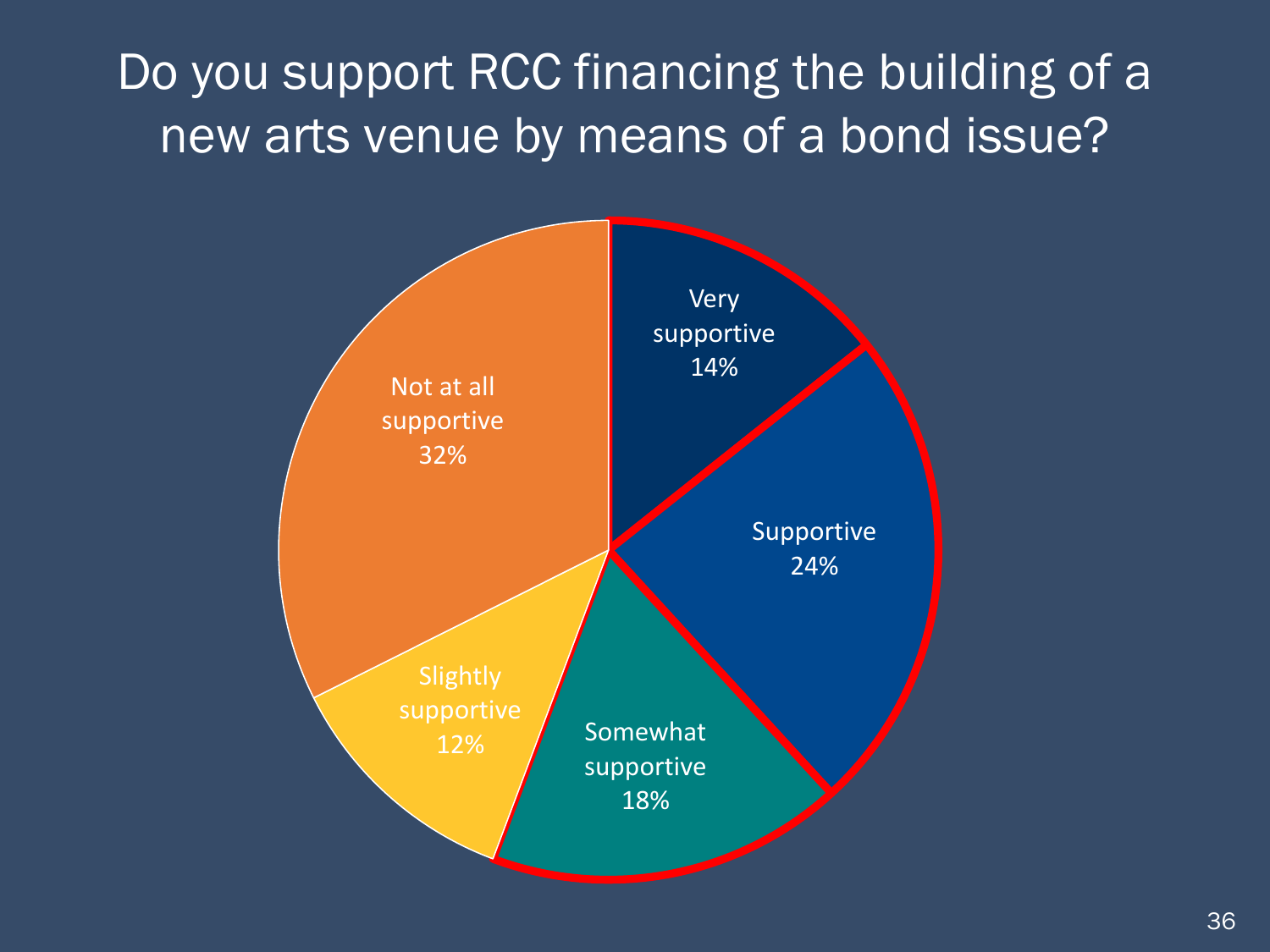# Do you support RCC financing the building of a new arts venue by means of a bond issue?

| Response | Percentage |
| --- | --- |
| Very supportive | 14% |
| Supportive | 24% |
| Somewhat supportive | 18% |
| Slightly supportive | 12% |
| Not at all supportive | 32% |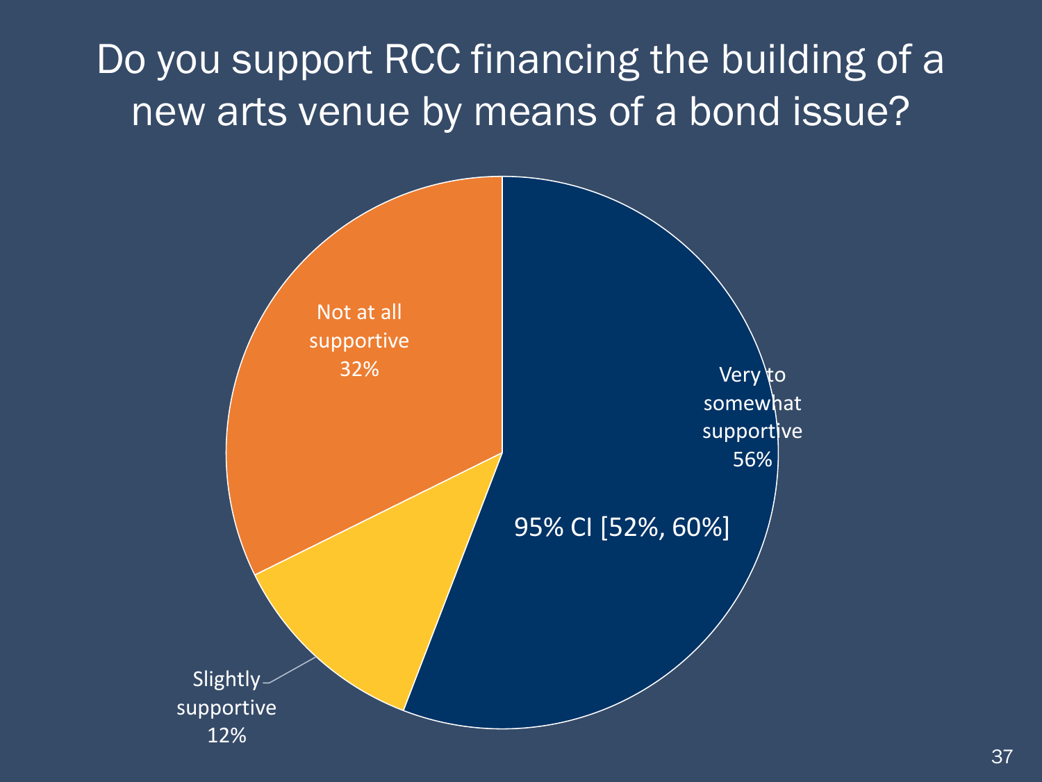# Do you support RCC financing the building of a new arts venue by means of a bond issue?

Not at all supportive 32%

Very to somewhat supportive 56%

95% CI [52%, 60%]

Slightly supportive 12%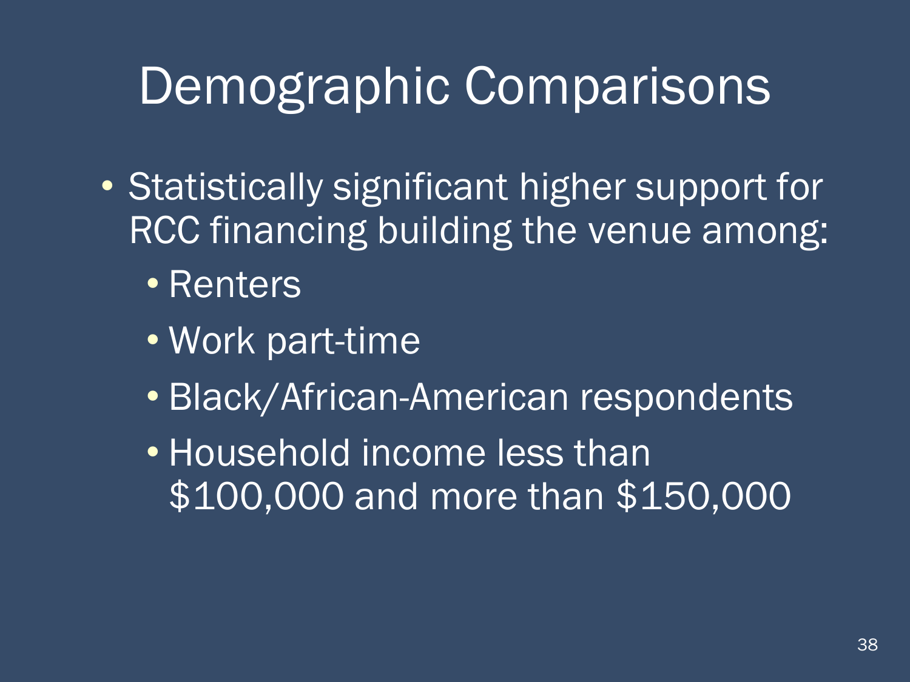# Demographic Comparisons

- Statistically significant higher support for RCC financing building the venue among:
  - Renters
  - Work part-time
  - Black/African-American respondents
  - Household income less than $100,000 and more than $150,000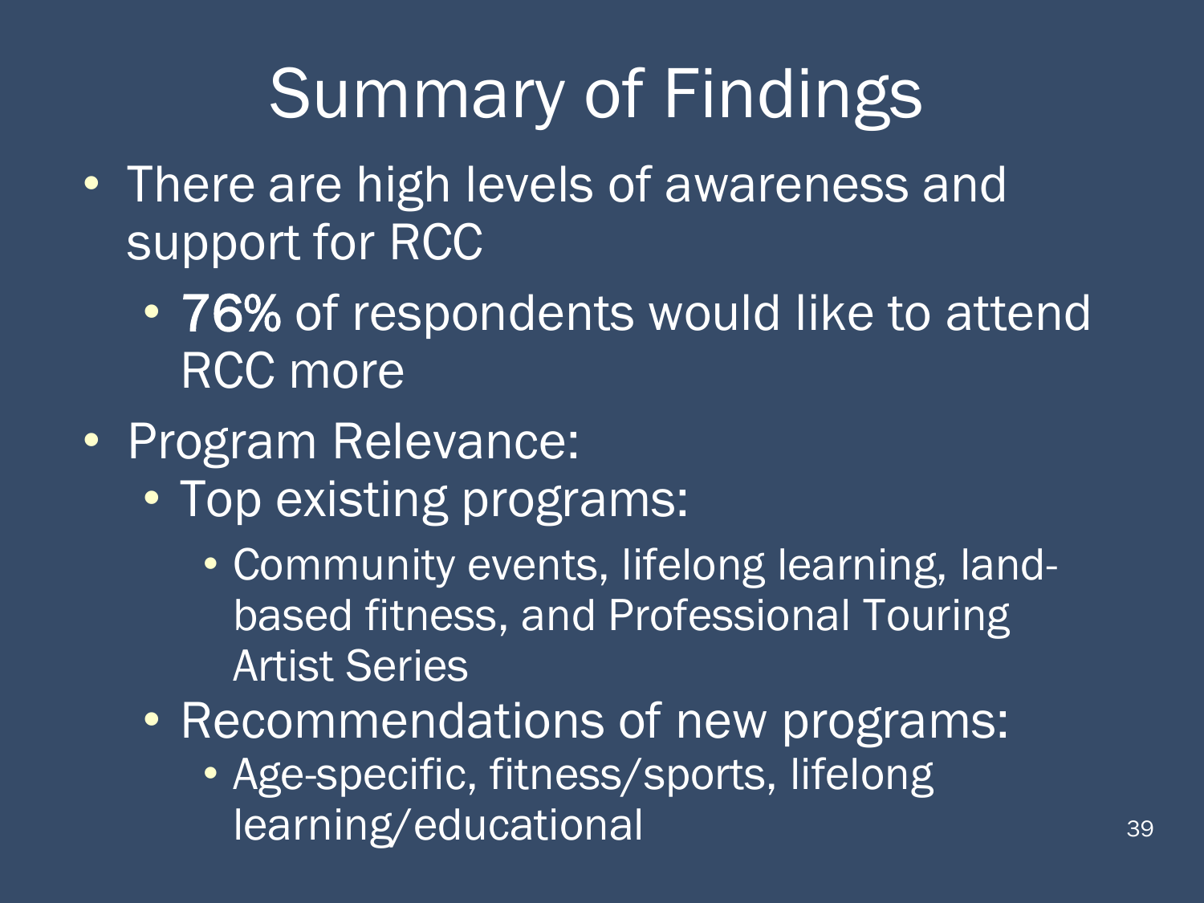# Summary of Findings

- There are high levels of awareness and support for RCC
  - **76%** of respondents would like to attend RCC more
- Program Relevance:
  - Top existing programs:
    - Community events, lifelong learning, land-based fitness, and Professional Touring Artist Series
  - Recommendations of new programs:
    - Age-specific, fitness/sports, lifelong learning/educational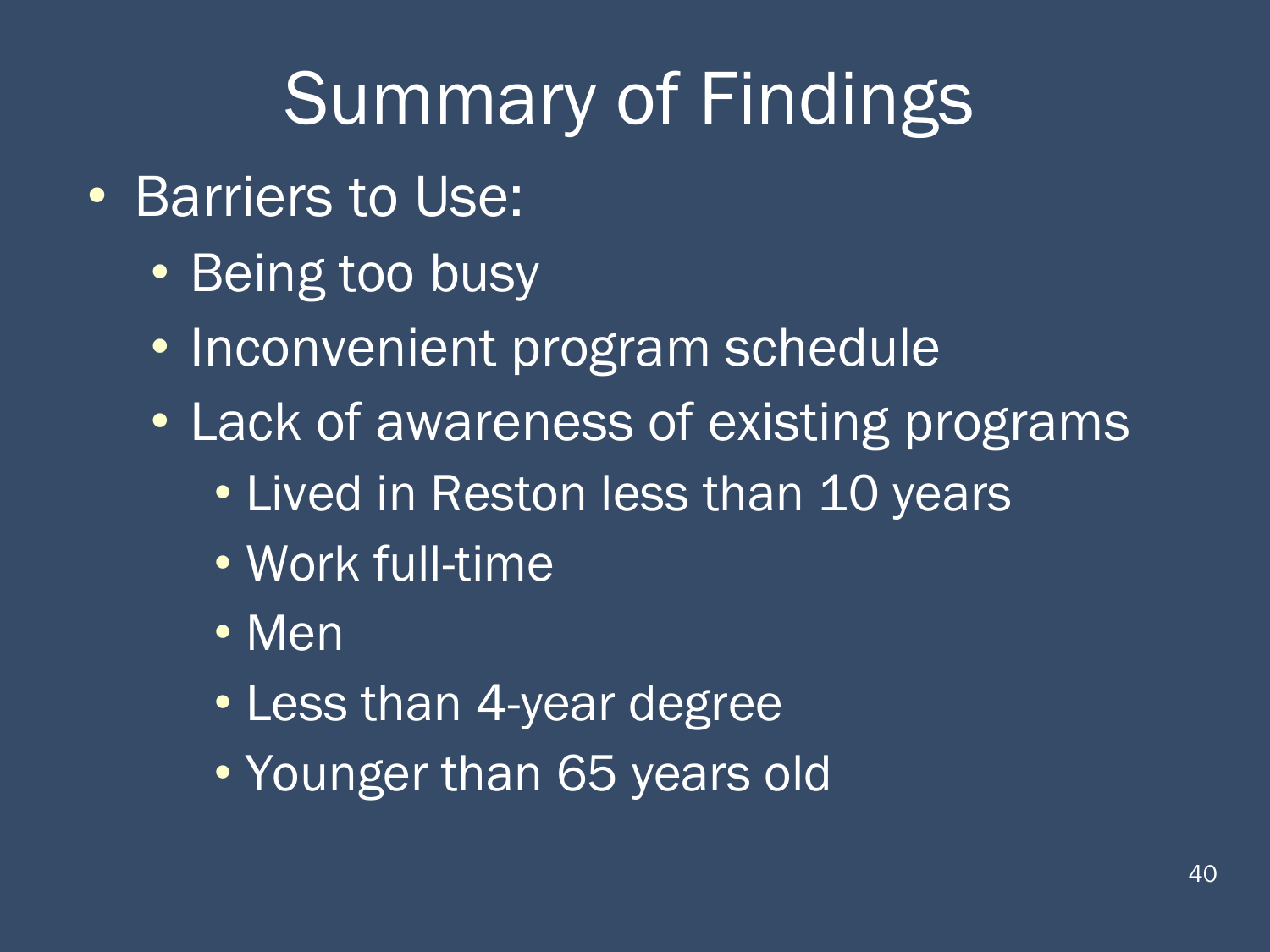# Summary of Findings

- Barriers to Use:
  - Being too busy
  - Inconvenient program schedule
  - Lack of awareness of existing programs
    - Lived in Reston less than 10 years
    - Work full-time
    - Men
    - Less than 4-year degree
    - Younger than 65 years old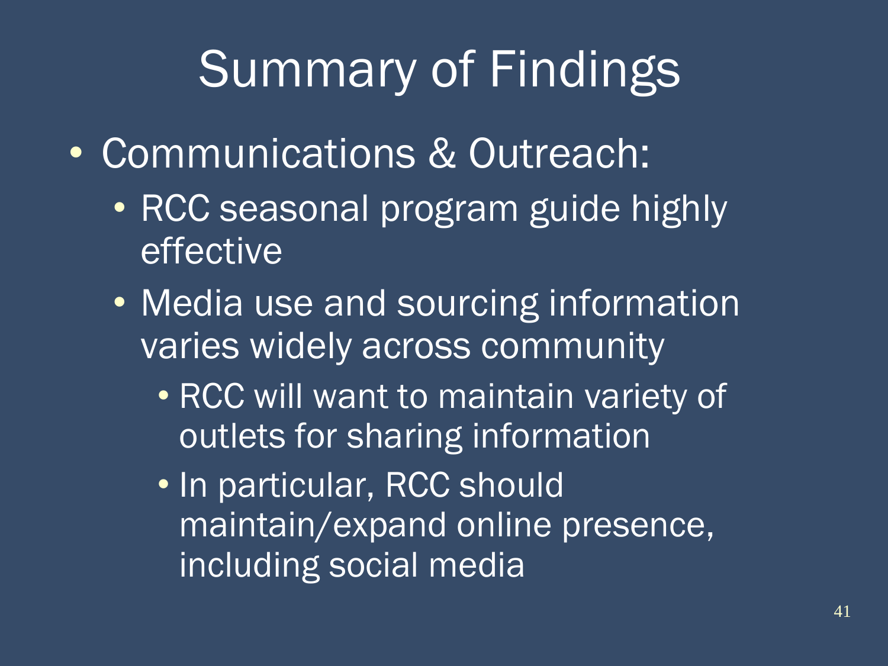# Summary of Findings

- Communications & Outreach:
  - RCC seasonal program guide highly effective
  - Media use and sourcing information varies widely across community
    - RCC will want to maintain variety of outlets for sharing information
    - In particular, RCC should maintain/expand online presence, including social media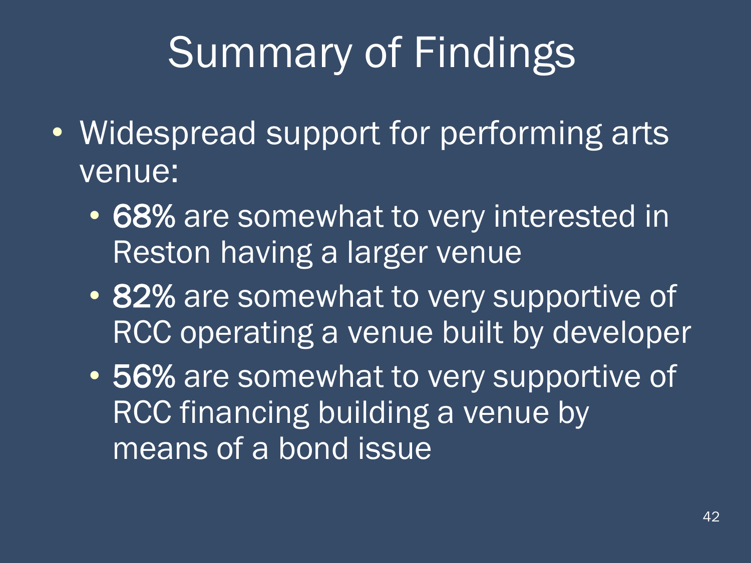# Summary of Findings

- Widespread support for performing arts venue:
  - **68%** are somewhat to very interested in Reston having a larger venue
  - **82%** are somewhat to very supportive of RCC operating a venue built by developer
  - **56%** are somewhat to very supportive of RCC financing building a venue by means of a bond issue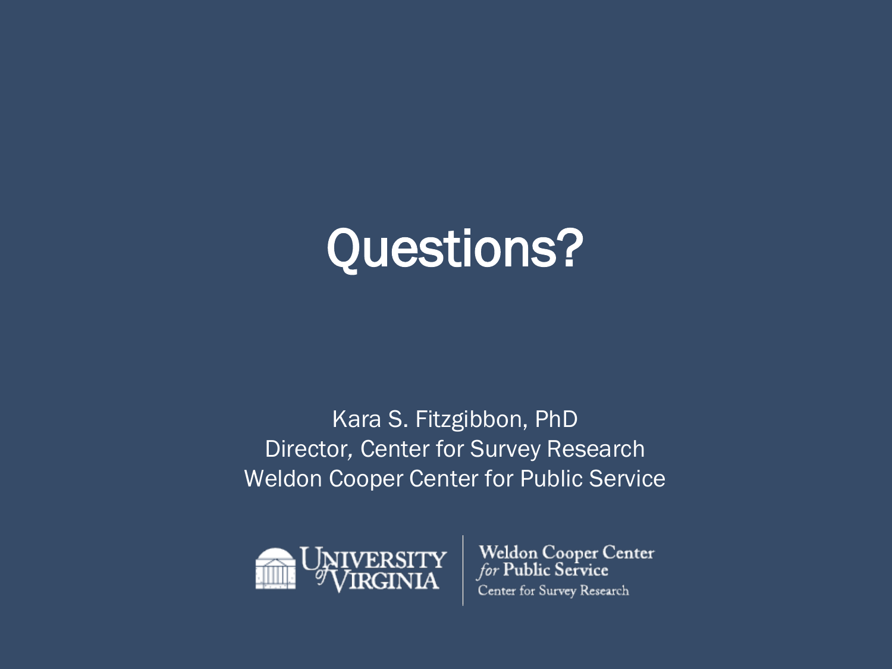# Questions?

Kara S. Fitzgibbon, PhD
Director, Center for Survey Research
Weldon Cooper Center for Public Service

University of Virginia

Weldon Cooper Center for Public Service
Center for Survey Research